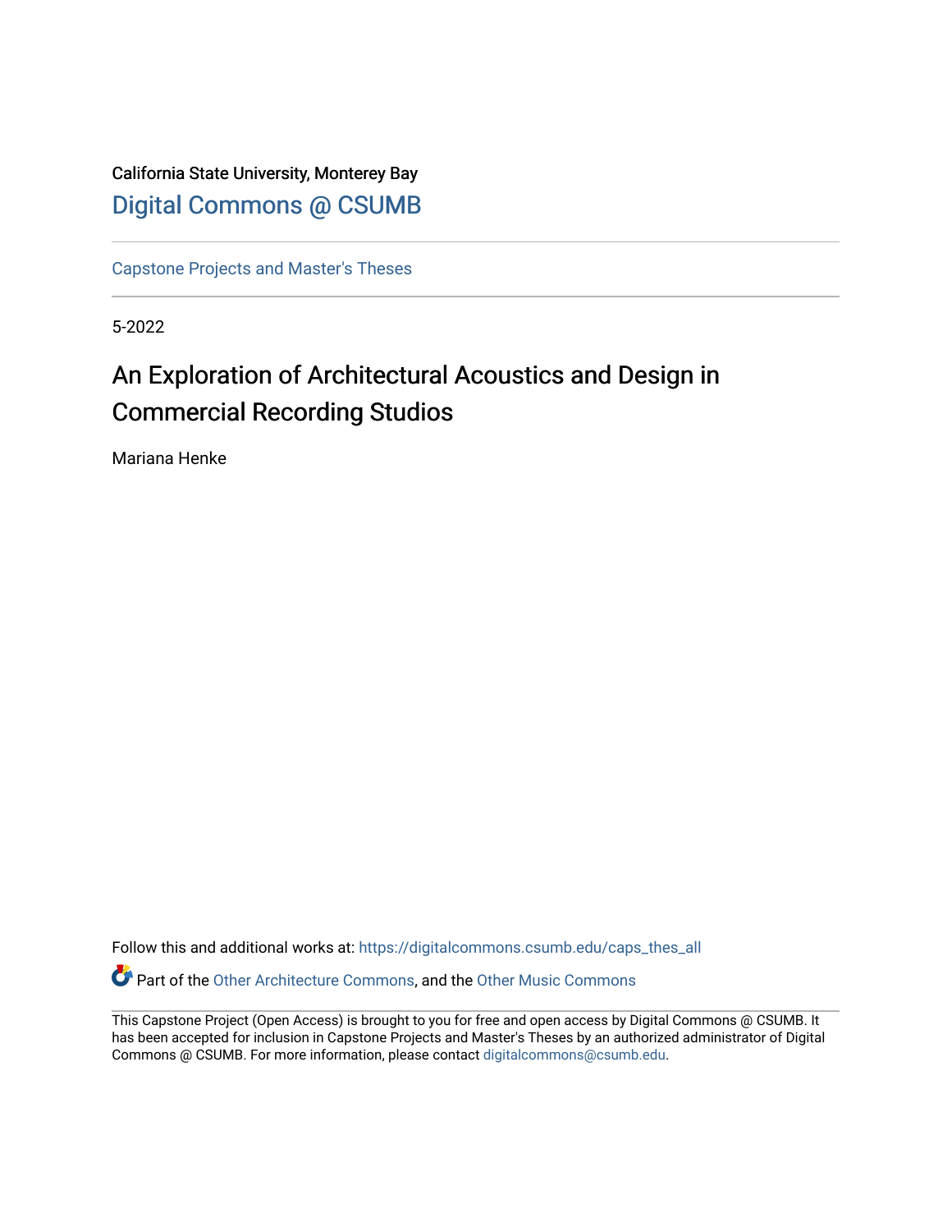California State University, Monterey Bay

Digital Commons @ CSUMB

Capstone Projects and Master's Theses

5-2022

# An Exploration of Architectural Acoustics and Design in Commercial Recording Studios

Mariana Henke

Follow this and additional works at: https://digitalcommons.csumb.edu/caps_thes_all

Part of the Other Architecture Commons, and the Other Music Commons

This Capstone Project (Open Access) is brought to you for free and open access by Digital Commons @ CSUMB. It has been accepted for inclusion in Capstone Projects and Master's Theses by an authorized administrator of Digital Commons @ CSUMB. For more information, please contact digitalcommons@csumb.edu.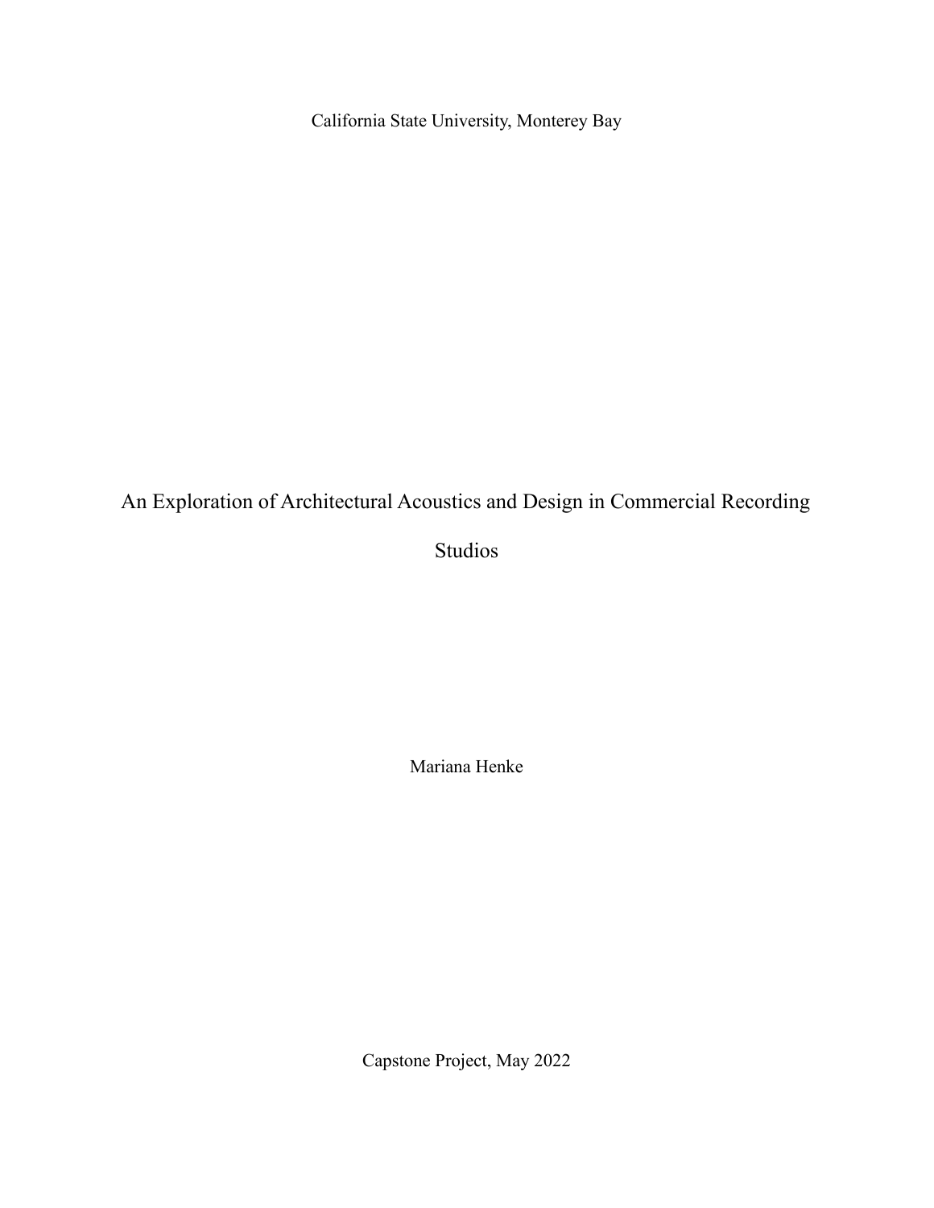California State University, Monterey Bay

# An Exploration of Architectural Acoustics and Design in Commercial Recording Studios

Mariana Henke

Capstone Project, May 2022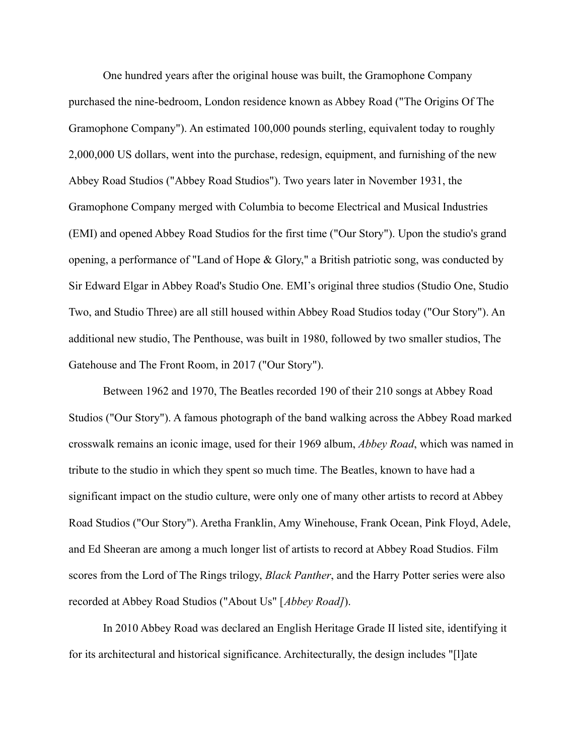One hundred years after the original house was built, the Gramophone Company purchased the nine-bedroom, London residence known as Abbey Road ("The Origins Of The Gramophone Company"). An estimated 100,000 pounds sterling, equivalent today to roughly 2,000,000 US dollars, went into the purchase, redesign, equipment, and furnishing of the new Abbey Road Studios ("Abbey Road Studios"). Two years later in November 1931, the Gramophone Company merged with Columbia to become Electrical and Musical Industries (EMI) and opened Abbey Road Studios for the first time ("Our Story"). Upon the studio's grand opening, a performance of "Land of Hope & Glory," a British patriotic song, was conducted by Sir Edward Elgar in Abbey Road's Studio One. EMI's original three studios (Studio One, Studio Two, and Studio Three) are all still housed within Abbey Road Studios today ("Our Story"). An additional new studio, The Penthouse, was built in 1980, followed by two smaller studios, The Gatehouse and The Front Room, in 2017 ("Our Story").

Between 1962 and 1970, The Beatles recorded 190 of their 210 songs at Abbey Road Studios ("Our Story"). A famous photograph of the band walking across the Abbey Road marked crosswalk remains an iconic image, used for their 1969 album, *Abbey Road*, which was named in tribute to the studio in which they spent so much time. The Beatles, known to have had a significant impact on the studio culture, were only one of many other artists to record at Abbey Road Studios ("Our Story"). Aretha Franklin, Amy Winehouse, Frank Ocean, Pink Floyd, Adele, and Ed Sheeran are among a much longer list of artists to record at Abbey Road Studios. Film scores from the Lord of The Rings trilogy, *Black Panther*, and the Harry Potter series were also recorded at Abbey Road Studios ("About Us" [*Abbey Road]*).

In 2010 Abbey Road was declared an English Heritage Grade II listed site, identifying it for its architectural and historical significance. Architecturally, the design includes "[l]ate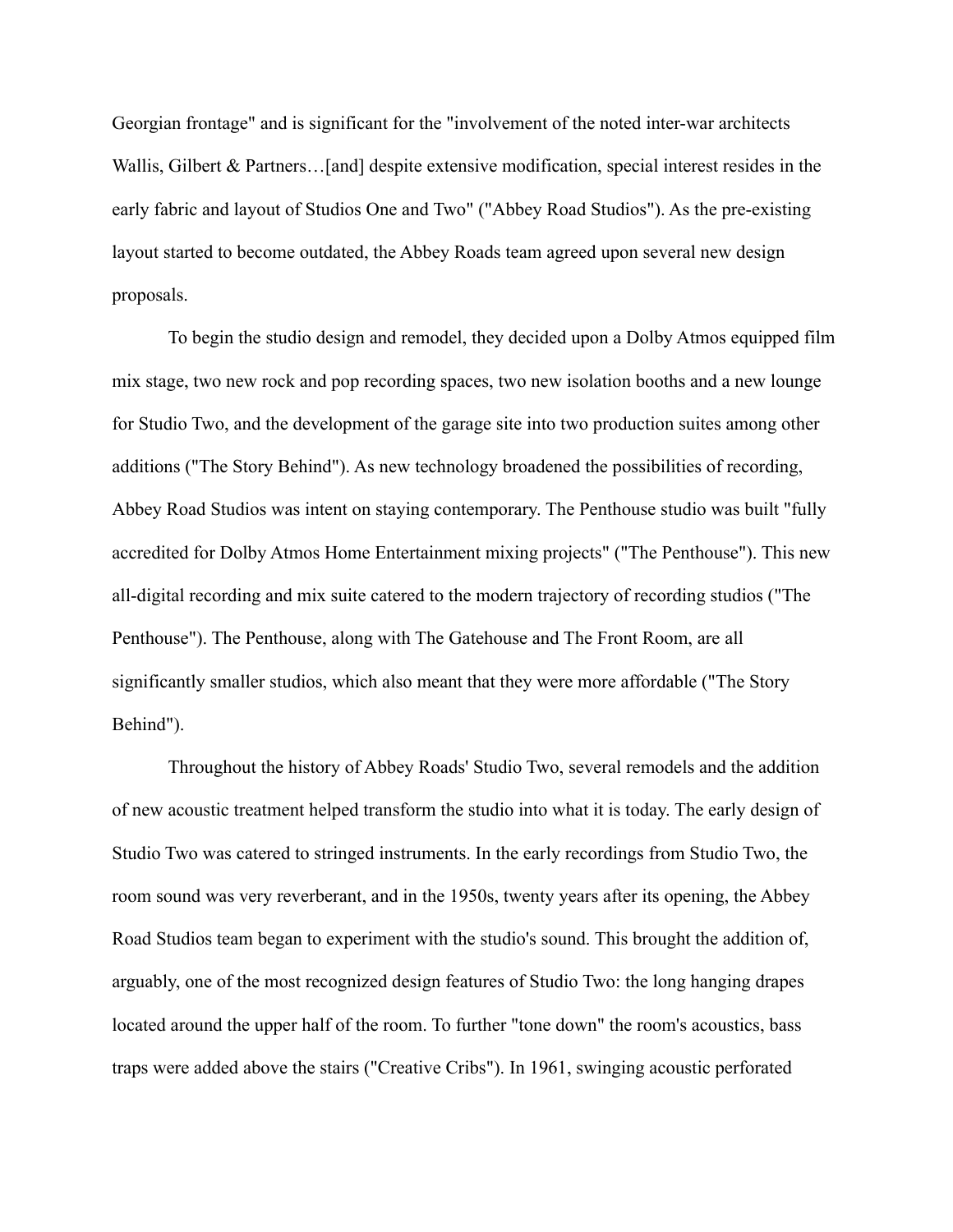Georgian frontage" and is significant for the "involvement of the noted inter-war architects Wallis, Gilbert & Partners…[and] despite extensive modification, special interest resides in the early fabric and layout of Studios One and Two" ("Abbey Road Studios"). As the pre-existing layout started to become outdated, the Abbey Roads team agreed upon several new design proposals.

To begin the studio design and remodel, they decided upon a Dolby Atmos equipped film mix stage, two new rock and pop recording spaces, two new isolation booths and a new lounge for Studio Two, and the development of the garage site into two production suites among other additions ("The Story Behind"). As new technology broadened the possibilities of recording, Abbey Road Studios was intent on staying contemporary. The Penthouse studio was built "fully accredited for Dolby Atmos Home Entertainment mixing projects" ("The Penthouse"). This new all-digital recording and mix suite catered to the modern trajectory of recording studios ("The Penthouse"). The Penthouse, along with The Gatehouse and The Front Room, are all significantly smaller studios, which also meant that they were more affordable ("The Story Behind").

Throughout the history of Abbey Roads' Studio Two, several remodels and the addition of new acoustic treatment helped transform the studio into what it is today. The early design of Studio Two was catered to stringed instruments. In the early recordings from Studio Two, the room sound was very reverberant, and in the 1950s, twenty years after its opening, the Abbey Road Studios team began to experiment with the studio's sound. This brought the addition of, arguably, one of the most recognized design features of Studio Two: the long hanging drapes located around the upper half of the room. To further "tone down" the room's acoustics, bass traps were added above the stairs ("Creative Cribs"). In 1961, swinging acoustic perforated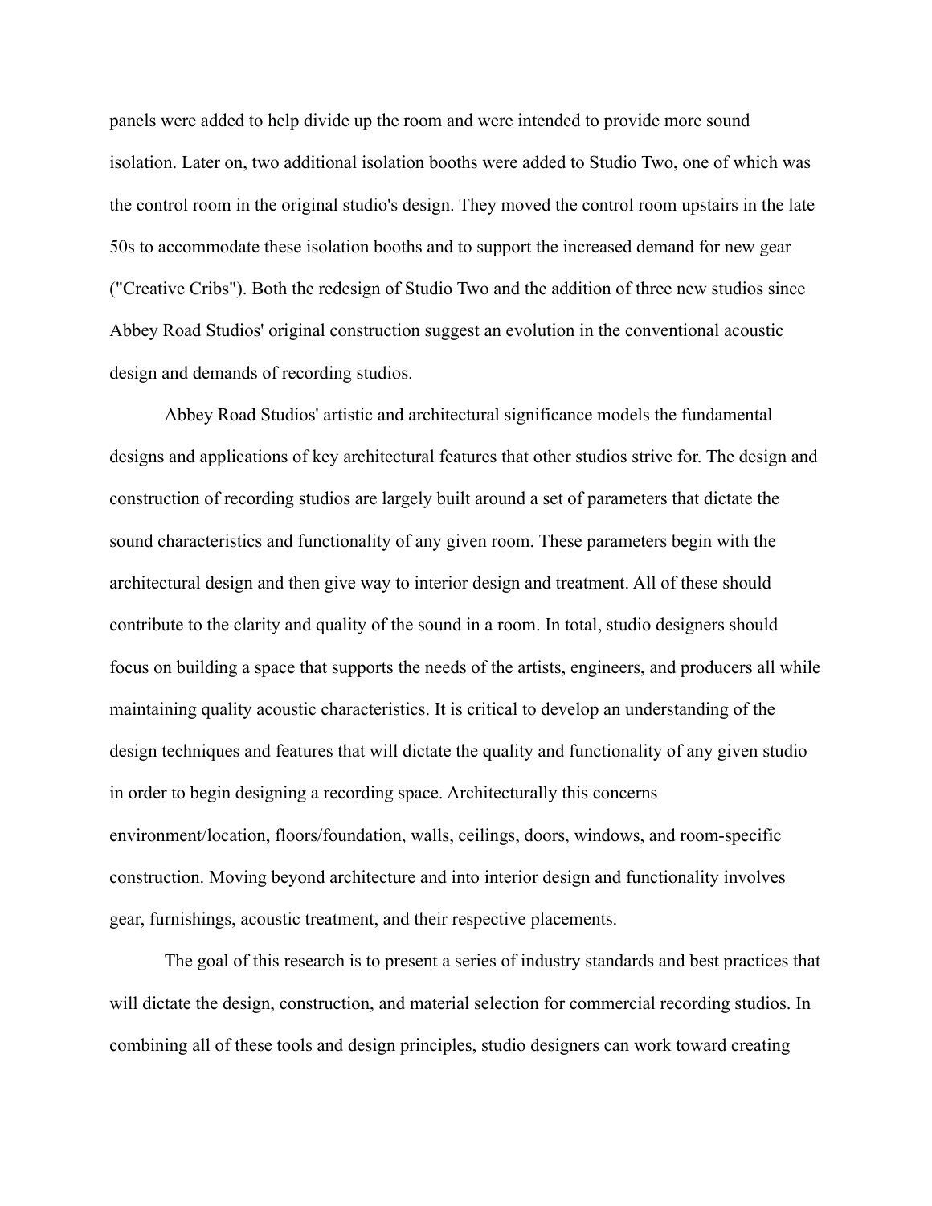panels were added to help divide up the room and were intended to provide more sound isolation. Later on, two additional isolation booths were added to Studio Two, one of which was the control room in the original studio's design. They moved the control room upstairs in the late 50s to accommodate these isolation booths and to support the increased demand for new gear ("Creative Cribs"). Both the redesign of Studio Two and the addition of three new studios since Abbey Road Studios' original construction suggest an evolution in the conventional acoustic design and demands of recording studios.

Abbey Road Studios' artistic and architectural significance models the fundamental designs and applications of key architectural features that other studios strive for. The design and construction of recording studios are largely built around a set of parameters that dictate the sound characteristics and functionality of any given room. These parameters begin with the architectural design and then give way to interior design and treatment. All of these should contribute to the clarity and quality of the sound in a room. In total, studio designers should focus on building a space that supports the needs of the artists, engineers, and producers all while maintaining quality acoustic characteristics. It is critical to develop an understanding of the design techniques and features that will dictate the quality and functionality of any given studio in order to begin designing a recording space. Architecturally this concerns environment/location, floors/foundation, walls, ceilings, doors, windows, and room-specific construction. Moving beyond architecture and into interior design and functionality involves gear, furnishings, acoustic treatment, and their respective placements.

The goal of this research is to present a series of industry standards and best practices that will dictate the design, construction, and material selection for commercial recording studios. In combining all of these tools and design principles, studio designers can work toward creating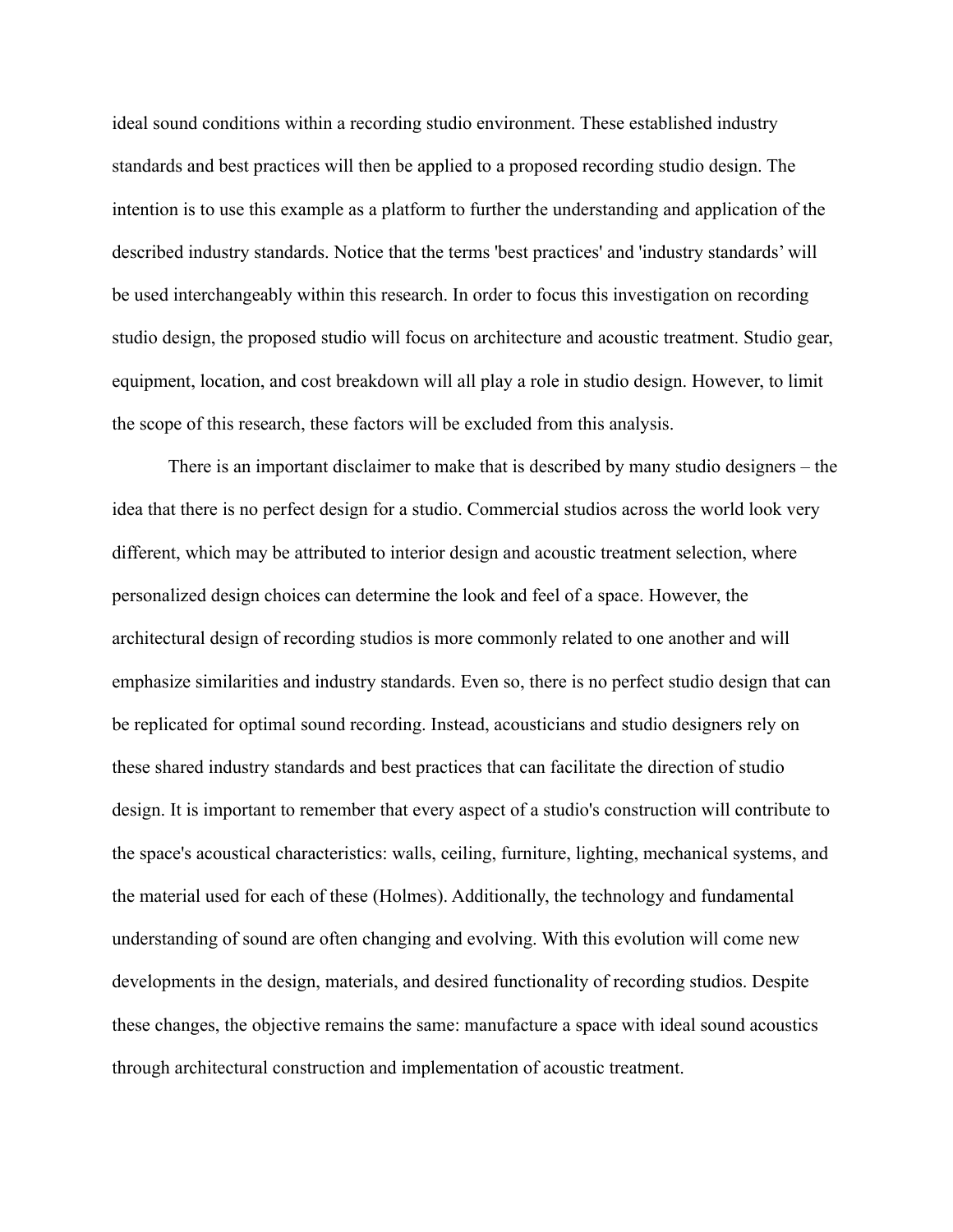ideal sound conditions within a recording studio environment. These established industry standards and best practices will then be applied to a proposed recording studio design. The intention is to use this example as a platform to further the understanding and application of the described industry standards. Notice that the terms 'best practices' and 'industry standards' will be used interchangeably within this research. In order to focus this investigation on recording studio design, the proposed studio will focus on architecture and acoustic treatment. Studio gear, equipment, location, and cost breakdown will all play a role in studio design. However, to limit the scope of this research, these factors will be excluded from this analysis.

There is an important disclaimer to make that is described by many studio designers – the idea that there is no perfect design for a studio. Commercial studios across the world look very different, which may be attributed to interior design and acoustic treatment selection, where personalized design choices can determine the look and feel of a space. However, the architectural design of recording studios is more commonly related to one another and will emphasize similarities and industry standards. Even so, there is no perfect studio design that can be replicated for optimal sound recording. Instead, acousticians and studio designers rely on these shared industry standards and best practices that can facilitate the direction of studio design. It is important to remember that every aspect of a studio's construction will contribute to the space's acoustical characteristics: walls, ceiling, furniture, lighting, mechanical systems, and the material used for each of these (Holmes). Additionally, the technology and fundamental understanding of sound are often changing and evolving. With this evolution will come new developments in the design, materials, and desired functionality of recording studios. Despite these changes, the objective remains the same: manufacture a space with ideal sound acoustics through architectural construction and implementation of acoustic treatment.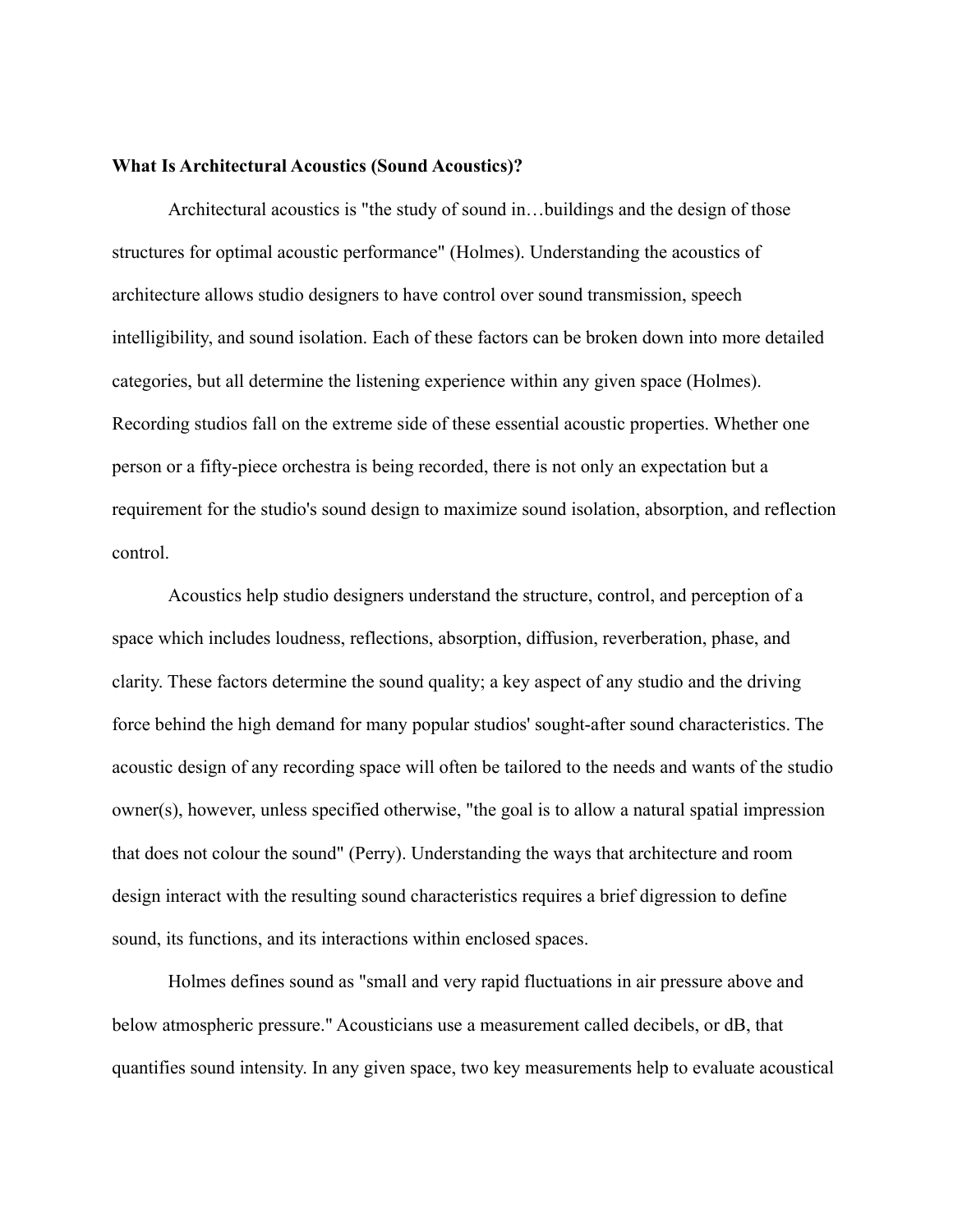**What Is Architectural Acoustics (Sound Acoustics)?**

Architectural acoustics is "the study of sound in…buildings and the design of those structures for optimal acoustic performance" (Holmes). Understanding the acoustics of architecture allows studio designers to have control over sound transmission, speech intelligibility, and sound isolation. Each of these factors can be broken down into more detailed categories, but all determine the listening experience within any given space (Holmes). Recording studios fall on the extreme side of these essential acoustic properties. Whether one person or a fifty-piece orchestra is being recorded, there is not only an expectation but a requirement for the studio's sound design to maximize sound isolation, absorption, and reflection control.

Acoustics help studio designers understand the structure, control, and perception of a space which includes loudness, reflections, absorption, diffusion, reverberation, phase, and clarity. These factors determine the sound quality; a key aspect of any studio and the driving force behind the high demand for many popular studios' sought-after sound characteristics. The acoustic design of any recording space will often be tailored to the needs and wants of the studio owner(s), however, unless specified otherwise, "the goal is to allow a natural spatial impression that does not colour the sound" (Perry). Understanding the ways that architecture and room design interact with the resulting sound characteristics requires a brief digression to define sound, its functions, and its interactions within enclosed spaces.

Holmes defines sound as "small and very rapid fluctuations in air pressure above and below atmospheric pressure." Acousticians use a measurement called decibels, or dB, that quantifies sound intensity. In any given space, two key measurements help to evaluate acoustical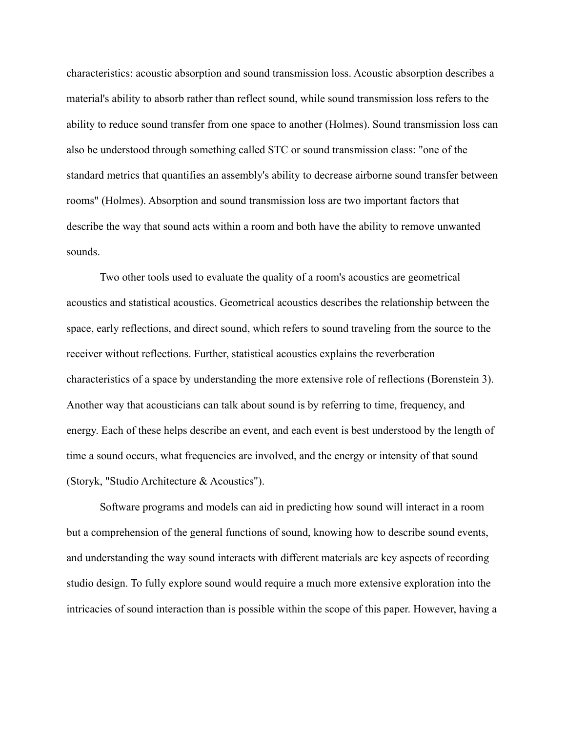characteristics: acoustic absorption and sound transmission loss. Acoustic absorption describes a material's ability to absorb rather than reflect sound, while sound transmission loss refers to the ability to reduce sound transfer from one space to another (Holmes). Sound transmission loss can also be understood through something called STC or sound transmission class: "one of the standard metrics that quantifies an assembly's ability to decrease airborne sound transfer between rooms" (Holmes). Absorption and sound transmission loss are two important factors that describe the way that sound acts within a room and both have the ability to remove unwanted sounds.

Two other tools used to evaluate the quality of a room's acoustics are geometrical acoustics and statistical acoustics. Geometrical acoustics describes the relationship between the space, early reflections, and direct sound, which refers to sound traveling from the source to the receiver without reflections. Further, statistical acoustics explains the reverberation characteristics of a space by understanding the more extensive role of reflections (Borenstein 3). Another way that acousticians can talk about sound is by referring to time, frequency, and energy. Each of these helps describe an event, and each event is best understood by the length of time a sound occurs, what frequencies are involved, and the energy or intensity of that sound (Storyk, "Studio Architecture & Acoustics").

Software programs and models can aid in predicting how sound will interact in a room but a comprehension of the general functions of sound, knowing how to describe sound events, and understanding the way sound interacts with different materials are key aspects of recording studio design. To fully explore sound would require a much more extensive exploration into the intricacies of sound interaction than is possible within the scope of this paper. However, having a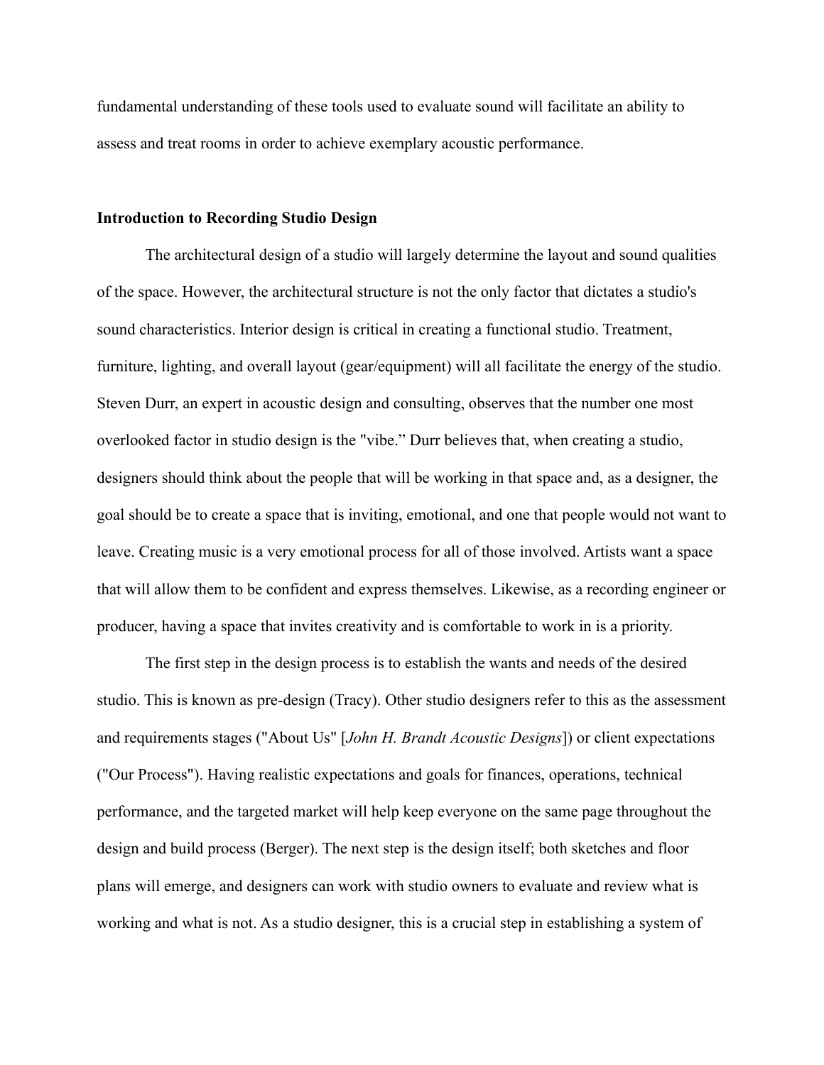fundamental understanding of these tools used to evaluate sound will facilitate an ability to assess and treat rooms in order to achieve exemplary acoustic performance.

## Introduction to Recording Studio Design

The architectural design of a studio will largely determine the layout and sound qualities of the space. However, the architectural structure is not the only factor that dictates a studio's sound characteristics. Interior design is critical in creating a functional studio. Treatment, furniture, lighting, and overall layout (gear/equipment) will all facilitate the energy of the studio. Steven Durr, an expert in acoustic design and consulting, observes that the number one most overlooked factor in studio design is the "vibe." Durr believes that, when creating a studio, designers should think about the people that will be working in that space and, as a designer, the goal should be to create a space that is inviting, emotional, and one that people would not want to leave. Creating music is a very emotional process for all of those involved. Artists want a space that will allow them to be confident and express themselves. Likewise, as a recording engineer or producer, having a space that invites creativity and is comfortable to work in is a priority.

The first step in the design process is to establish the wants and needs of the desired studio. This is known as pre-design (Tracy). Other studio designers refer to this as the assessment and requirements stages ("About Us" [*John H. Brandt Acoustic Designs*]) or client expectations ("Our Process"). Having realistic expectations and goals for finances, operations, technical performance, and the targeted market will help keep everyone on the same page throughout the design and build process (Berger). The next step is the design itself; both sketches and floor plans will emerge, and designers can work with studio owners to evaluate and review what is working and what is not. As a studio designer, this is a crucial step in establishing a system of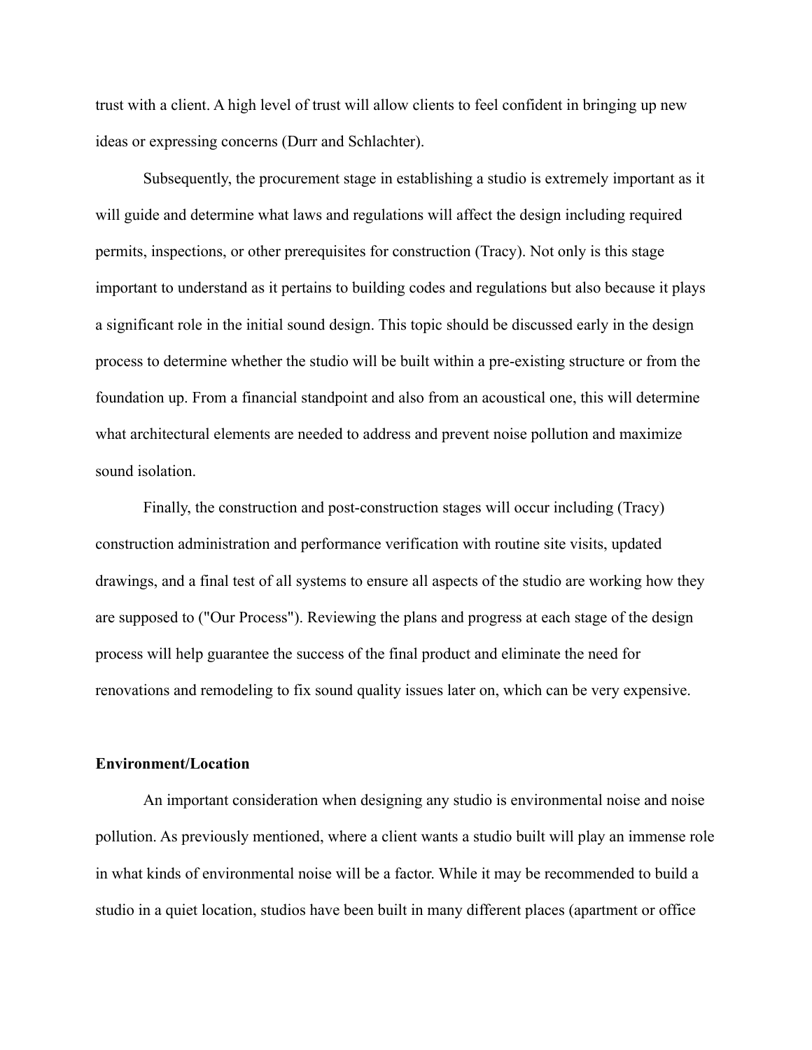trust with a client. A high level of trust will allow clients to feel confident in bringing up new ideas or expressing concerns (Durr and Schlachter).

Subsequently, the procurement stage in establishing a studio is extremely important as it will guide and determine what laws and regulations will affect the design including required permits, inspections, or other prerequisites for construction (Tracy). Not only is this stage important to understand as it pertains to building codes and regulations but also because it plays a significant role in the initial sound design. This topic should be discussed early in the design process to determine whether the studio will be built within a pre-existing structure or from the foundation up. From a financial standpoint and also from an acoustical one, this will determine what architectural elements are needed to address and prevent noise pollution and maximize sound isolation.

Finally, the construction and post-construction stages will occur including (Tracy) construction administration and performance verification with routine site visits, updated drawings, and a final test of all systems to ensure all aspects of the studio are working how they are supposed to ("Our Process"). Reviewing the plans and progress at each stage of the design process will help guarantee the success of the final product and eliminate the need for renovations and remodeling to fix sound quality issues later on, which can be very expensive.

### Environment/Location

An important consideration when designing any studio is environmental noise and noise pollution. As previously mentioned, where a client wants a studio built will play an immense role in what kinds of environmental noise will be a factor. While it may be recommended to build a studio in a quiet location, studios have been built in many different places (apartment or office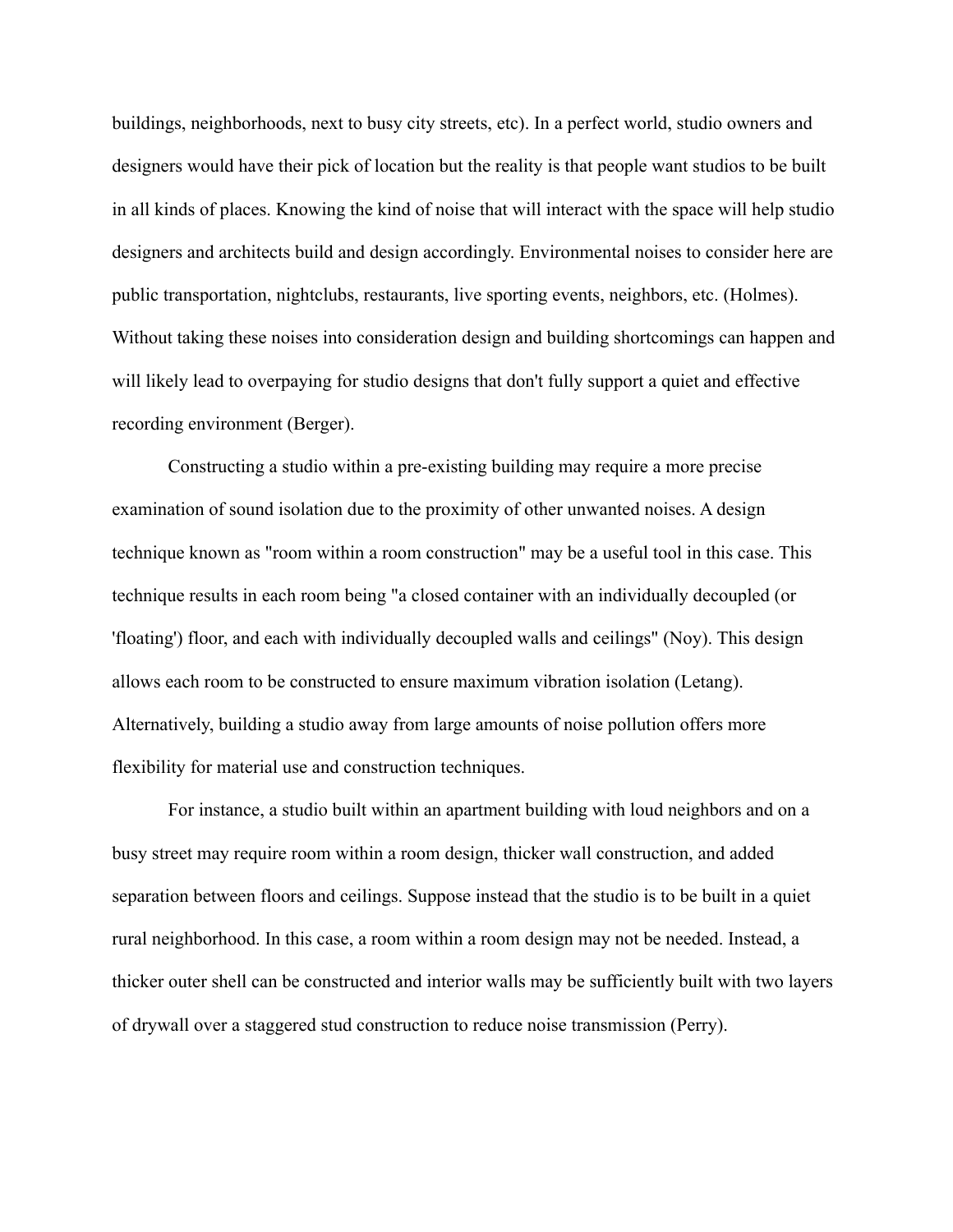buildings, neighborhoods, next to busy city streets, etc). In a perfect world, studio owners and designers would have their pick of location but the reality is that people want studios to be built in all kinds of places. Knowing the kind of noise that will interact with the space will help studio designers and architects build and design accordingly. Environmental noises to consider here are public transportation, nightclubs, restaurants, live sporting events, neighbors, etc. (Holmes). Without taking these noises into consideration design and building shortcomings can happen and will likely lead to overpaying for studio designs that don't fully support a quiet and effective recording environment (Berger).

Constructing a studio within a pre-existing building may require a more precise examination of sound isolation due to the proximity of other unwanted noises. A design technique known as "room within a room construction" may be a useful tool in this case. This technique results in each room being "a closed container with an individually decoupled (or 'floating') floor, and each with individually decoupled walls and ceilings" (Noy). This design allows each room to be constructed to ensure maximum vibration isolation (Letang). Alternatively, building a studio away from large amounts of noise pollution offers more flexibility for material use and construction techniques.

For instance, a studio built within an apartment building with loud neighbors and on a busy street may require room within a room design, thicker wall construction, and added separation between floors and ceilings. Suppose instead that the studio is to be built in a quiet rural neighborhood. In this case, a room within a room design may not be needed. Instead, a thicker outer shell can be constructed and interior walls may be sufficiently built with two layers of drywall over a staggered stud construction to reduce noise transmission (Perry).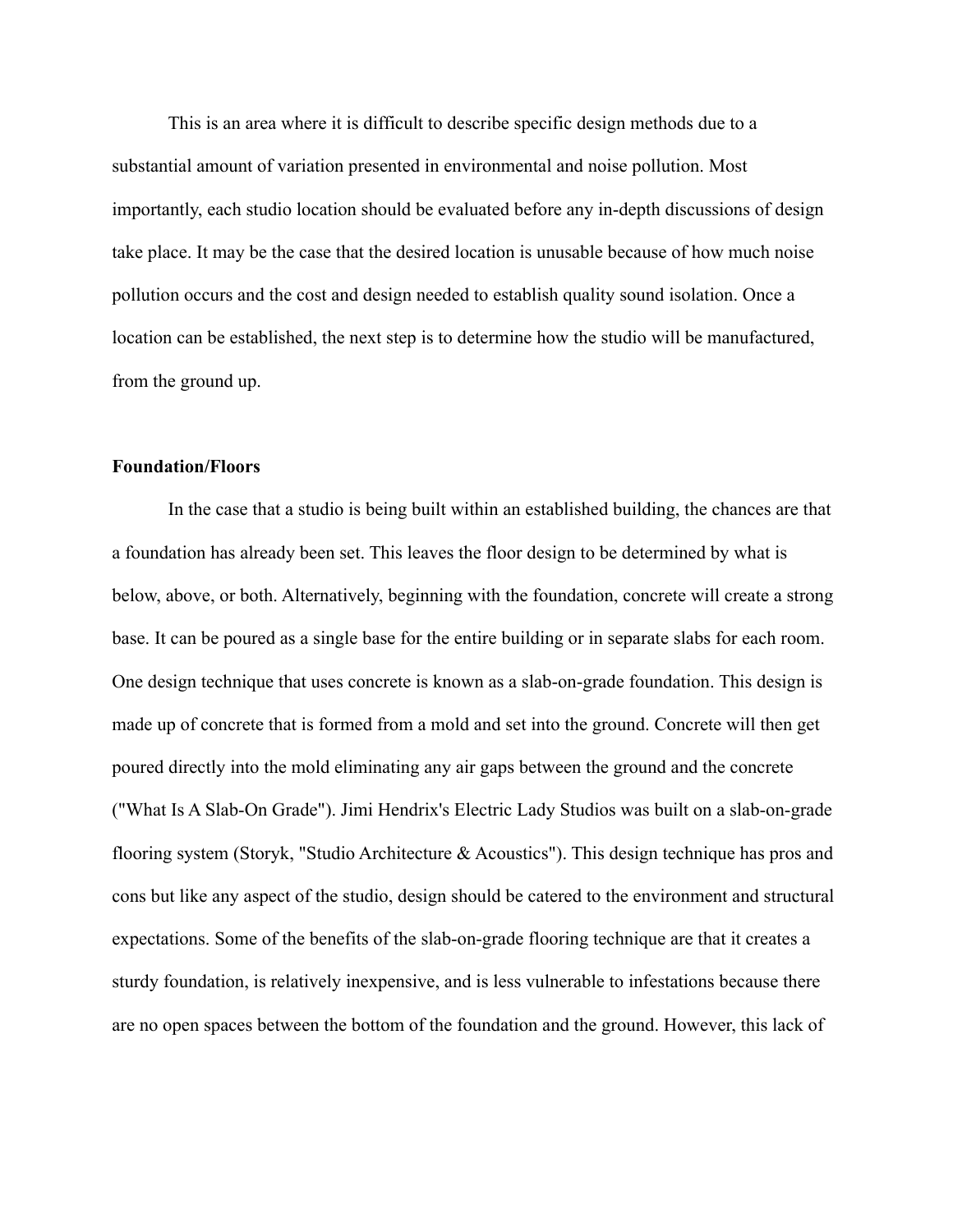This is an area where it is difficult to describe specific design methods due to a substantial amount of variation presented in environmental and noise pollution. Most importantly, each studio location should be evaluated before any in-depth discussions of design take place. It may be the case that the desired location is unusable because of how much noise pollution occurs and the cost and design needed to establish quality sound isolation. Once a location can be established, the next step is to determine how the studio will be manufactured, from the ground up.

**Foundation/Floors**

In the case that a studio is being built within an established building, the chances are that a foundation has already been set. This leaves the floor design to be determined by what is below, above, or both. Alternatively, beginning with the foundation, concrete will create a strong base. It can be poured as a single base for the entire building or in separate slabs for each room. One design technique that uses concrete is known as a slab-on-grade foundation. This design is made up of concrete that is formed from a mold and set into the ground. Concrete will then get poured directly into the mold eliminating any air gaps between the ground and the concrete ("What Is A Slab-On Grade"). Jimi Hendrix's Electric Lady Studios was built on a slab-on-grade flooring system (Storyk, "Studio Architecture & Acoustics"). This design technique has pros and cons but like any aspect of the studio, design should be catered to the environment and structural expectations. Some of the benefits of the slab-on-grade flooring technique are that it creates a sturdy foundation, is relatively inexpensive, and is less vulnerable to infestations because there are no open spaces between the bottom of the foundation and the ground. However, this lack of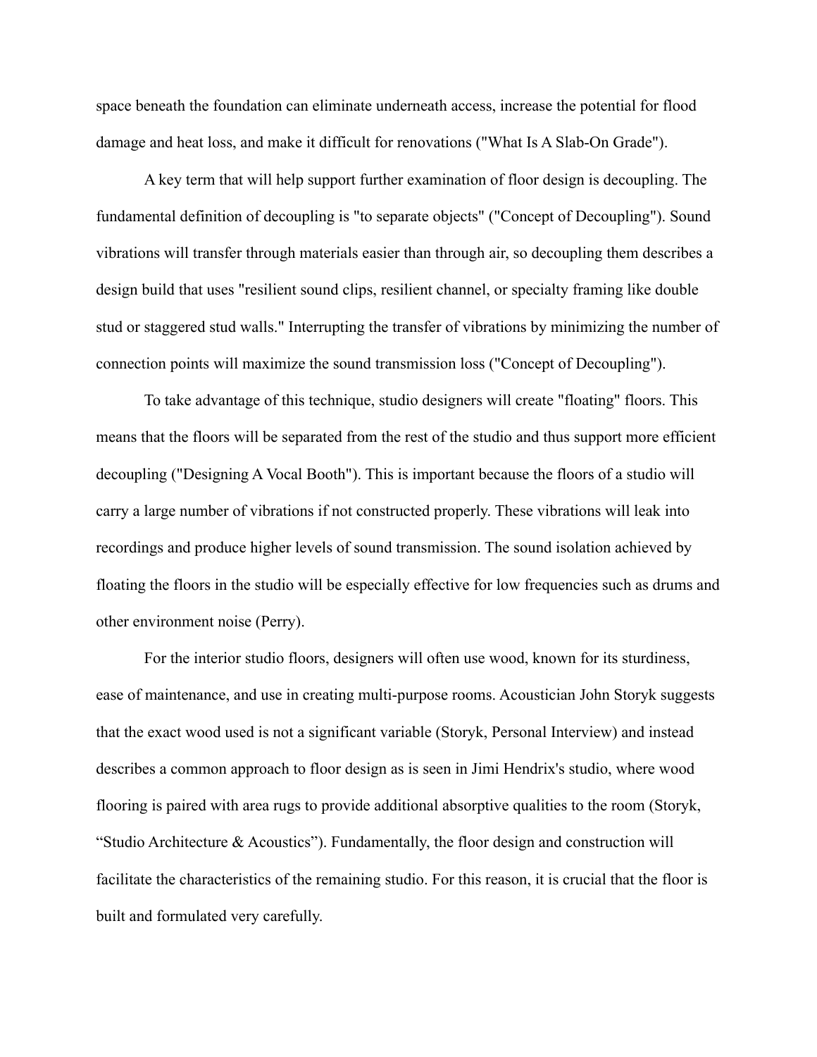space beneath the foundation can eliminate underneath access, increase the potential for flood damage and heat loss, and make it difficult for renovations ("What Is A Slab-On Grade").

A key term that will help support further examination of floor design is decoupling. The fundamental definition of decoupling is "to separate objects" ("Concept of Decoupling"). Sound vibrations will transfer through materials easier than through air, so decoupling them describes a design build that uses "resilient sound clips, resilient channel, or specialty framing like double stud or staggered stud walls." Interrupting the transfer of vibrations by minimizing the number of connection points will maximize the sound transmission loss ("Concept of Decoupling").

To take advantage of this technique, studio designers will create "floating" floors. This means that the floors will be separated from the rest of the studio and thus support more efficient decoupling ("Designing A Vocal Booth"). This is important because the floors of a studio will carry a large number of vibrations if not constructed properly. These vibrations will leak into recordings and produce higher levels of sound transmission. The sound isolation achieved by floating the floors in the studio will be especially effective for low frequencies such as drums and other environment noise (Perry).

For the interior studio floors, designers will often use wood, known for its sturdiness, ease of maintenance, and use in creating multi-purpose rooms. Acoustician John Storyk suggests that the exact wood used is not a significant variable (Storyk, Personal Interview) and instead describes a common approach to floor design as is seen in Jimi Hendrix's studio, where wood flooring is paired with area rugs to provide additional absorptive qualities to the room (Storyk, "Studio Architecture & Acoustics"). Fundamentally, the floor design and construction will facilitate the characteristics of the remaining studio. For this reason, it is crucial that the floor is built and formulated very carefully.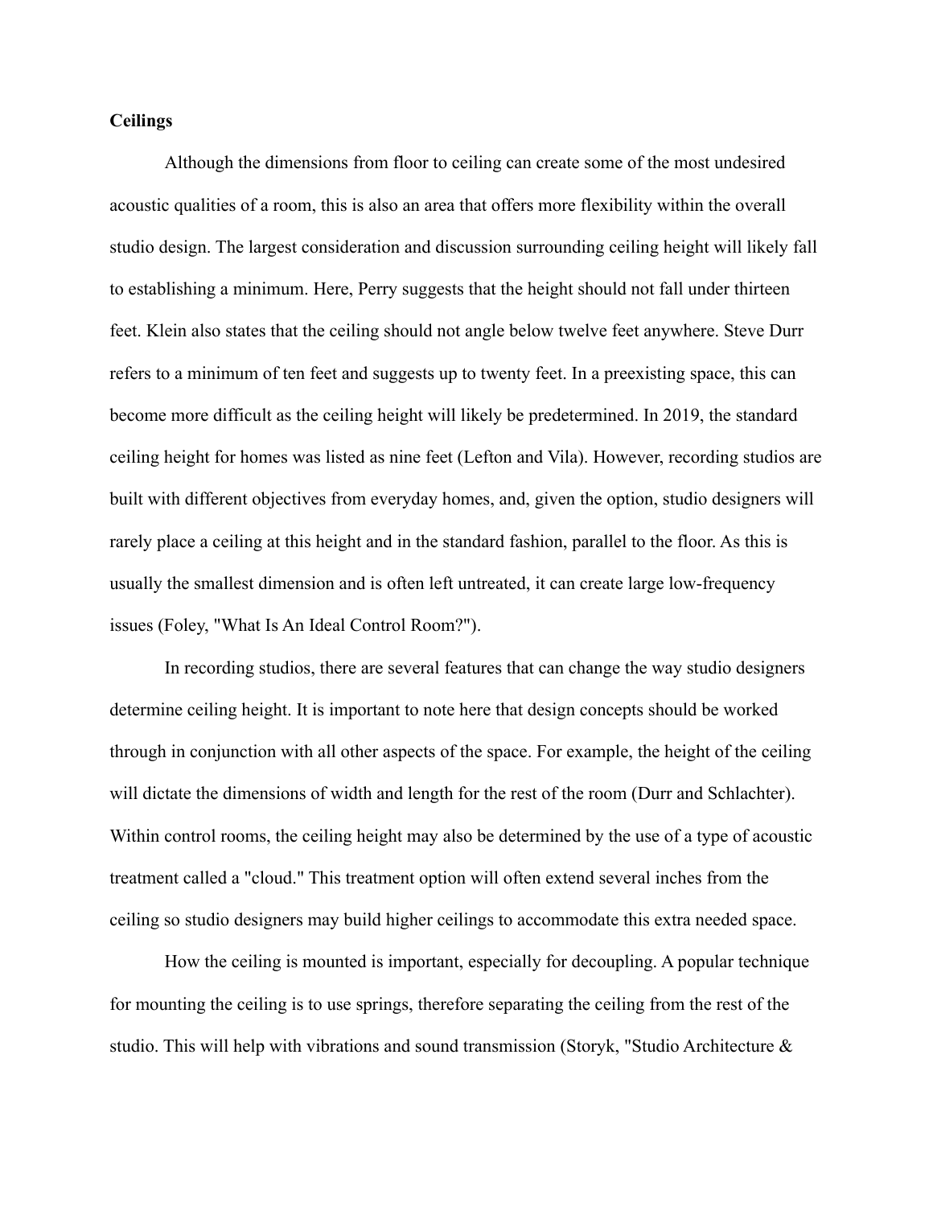**Ceilings**

Although the dimensions from floor to ceiling can create some of the most undesired acoustic qualities of a room, this is also an area that offers more flexibility within the overall studio design. The largest consideration and discussion surrounding ceiling height will likely fall to establishing a minimum. Here, Perry suggests that the height should not fall under thirteen feet. Klein also states that the ceiling should not angle below twelve feet anywhere. Steve Durr refers to a minimum of ten feet and suggests up to twenty feet. In a preexisting space, this can become more difficult as the ceiling height will likely be predetermined. In 2019, the standard ceiling height for homes was listed as nine feet (Lefton and Vila). However, recording studios are built with different objectives from everyday homes, and, given the option, studio designers will rarely place a ceiling at this height and in the standard fashion, parallel to the floor. As this is usually the smallest dimension and is often left untreated, it can create large low-frequency issues (Foley, "What Is An Ideal Control Room?").

In recording studios, there are several features that can change the way studio designers determine ceiling height. It is important to note here that design concepts should be worked through in conjunction with all other aspects of the space. For example, the height of the ceiling will dictate the dimensions of width and length for the rest of the room (Durr and Schlachter). Within control rooms, the ceiling height may also be determined by the use of a type of acoustic treatment called a "cloud." This treatment option will often extend several inches from the ceiling so studio designers may build higher ceilings to accommodate this extra needed space.

How the ceiling is mounted is important, especially for decoupling. A popular technique for mounting the ceiling is to use springs, therefore separating the ceiling from the rest of the studio. This will help with vibrations and sound transmission (Storyk, "Studio Architecture &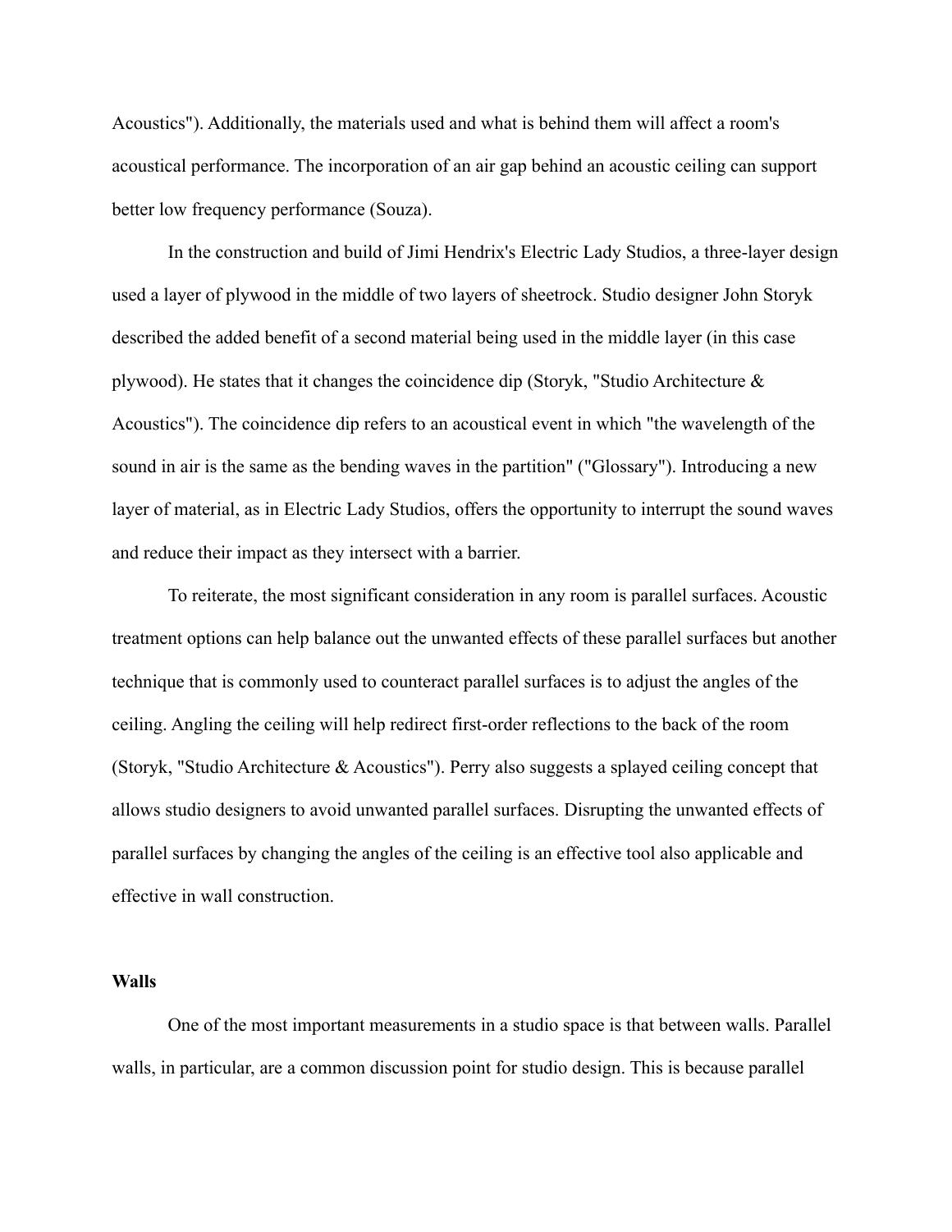Acoustics"). Additionally, the materials used and what is behind them will affect a room's acoustical performance. The incorporation of an air gap behind an acoustic ceiling can support better low frequency performance (Souza).

In the construction and build of Jimi Hendrix's Electric Lady Studios, a three-layer design used a layer of plywood in the middle of two layers of sheetrock. Studio designer John Storyk described the added benefit of a second material being used in the middle layer (in this case plywood). He states that it changes the coincidence dip (Storyk, "Studio Architecture & Acoustics"). The coincidence dip refers to an acoustical event in which "the wavelength of the sound in air is the same as the bending waves in the partition" ("Glossary"). Introducing a new layer of material, as in Electric Lady Studios, offers the opportunity to interrupt the sound waves and reduce their impact as they intersect with a barrier.

To reiterate, the most significant consideration in any room is parallel surfaces. Acoustic treatment options can help balance out the unwanted effects of these parallel surfaces but another technique that is commonly used to counteract parallel surfaces is to adjust the angles of the ceiling. Angling the ceiling will help redirect first-order reflections to the back of the room (Storyk, "Studio Architecture & Acoustics"). Perry also suggests a splayed ceiling concept that allows studio designers to avoid unwanted parallel surfaces. Disrupting the unwanted effects of parallel surfaces by changing the angles of the ceiling is an effective tool also applicable and effective in wall construction.

**Walls**

One of the most important measurements in a studio space is that between walls. Parallel walls, in particular, are a common discussion point for studio design. This is because parallel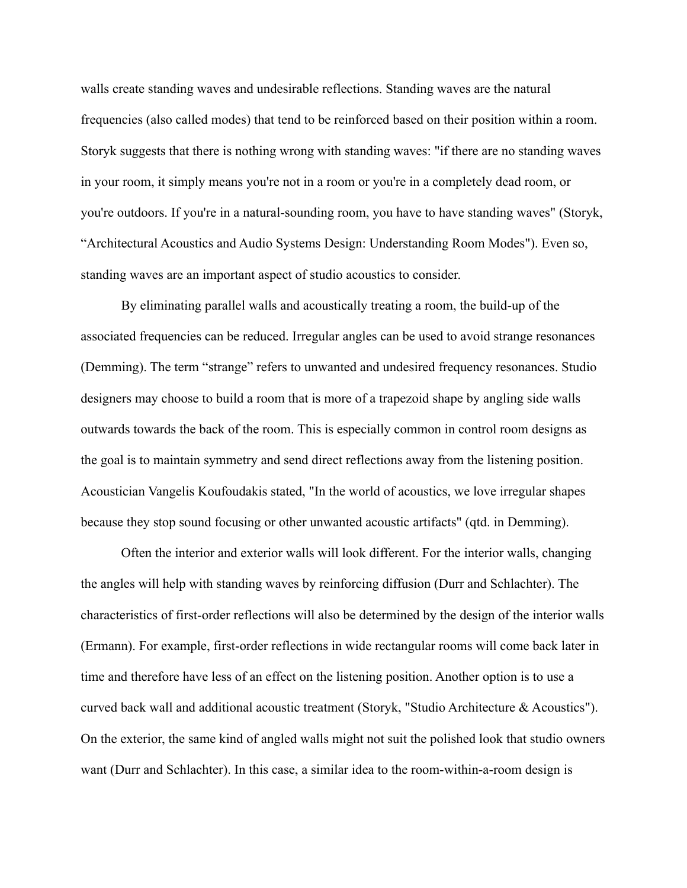walls create standing waves and undesirable reflections. Standing waves are the natural frequencies (also called modes) that tend to be reinforced based on their position within a room. Storyk suggests that there is nothing wrong with standing waves: "if there are no standing waves in your room, it simply means you're not in a room or you're in a completely dead room, or you're outdoors. If you're in a natural-sounding room, you have to have standing waves" (Storyk, "Architectural Acoustics and Audio Systems Design: Understanding Room Modes"). Even so, standing waves are an important aspect of studio acoustics to consider.

By eliminating parallel walls and acoustically treating a room, the build-up of the associated frequencies can be reduced. Irregular angles can be used to avoid strange resonances (Demming). The term "strange" refers to unwanted and undesired frequency resonances. Studio designers may choose to build a room that is more of a trapezoid shape by angling side walls outwards towards the back of the room. This is especially common in control room designs as the goal is to maintain symmetry and send direct reflections away from the listening position. Acoustician Vangelis Koufoudakis stated, "In the world of acoustics, we love irregular shapes because they stop sound focusing or other unwanted acoustic artifacts" (qtd. in Demming).

Often the interior and exterior walls will look different. For the interior walls, changing the angles will help with standing waves by reinforcing diffusion (Durr and Schlachter). The characteristics of first-order reflections will also be determined by the design of the interior walls (Ermann). For example, first-order reflections in wide rectangular rooms will come back later in time and therefore have less of an effect on the listening position. Another option is to use a curved back wall and additional acoustic treatment (Storyk, "Studio Architecture & Acoustics"). On the exterior, the same kind of angled walls might not suit the polished look that studio owners want (Durr and Schlachter). In this case, a similar idea to the room-within-a-room design is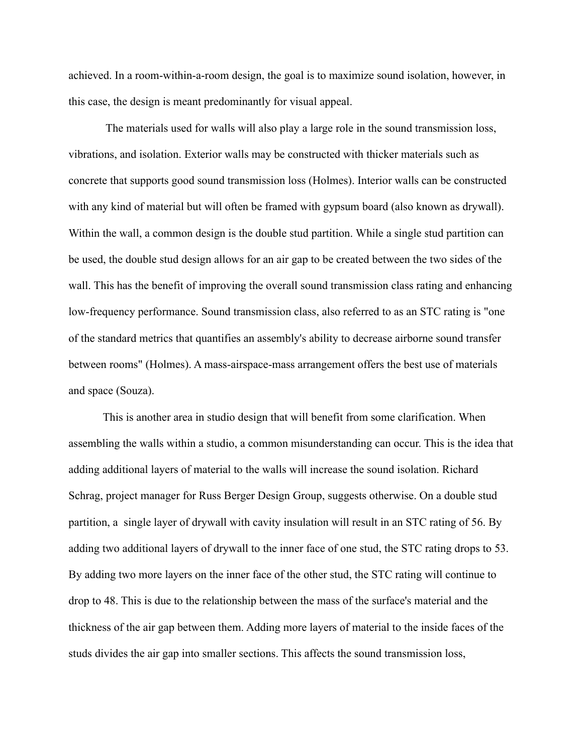achieved. In a room-within-a-room design, the goal is to maximize sound isolation, however, in this case, the design is meant predominantly for visual appeal.

The materials used for walls will also play a large role in the sound transmission loss, vibrations, and isolation. Exterior walls may be constructed with thicker materials such as concrete that supports good sound transmission loss (Holmes). Interior walls can be constructed with any kind of material but will often be framed with gypsum board (also known as drywall). Within the wall, a common design is the double stud partition. While a single stud partition can be used, the double stud design allows for an air gap to be created between the two sides of the wall. This has the benefit of improving the overall sound transmission class rating and enhancing low-frequency performance. Sound transmission class, also referred to as an STC rating is "one of the standard metrics that quantifies an assembly's ability to decrease airborne sound transfer between rooms" (Holmes). A mass-airspace-mass arrangement offers the best use of materials and space (Souza).

This is another area in studio design that will benefit from some clarification. When assembling the walls within a studio, a common misunderstanding can occur. This is the idea that adding additional layers of material to the walls will increase the sound isolation. Richard Schrag, project manager for Russ Berger Design Group, suggests otherwise. On a double stud partition, a single layer of drywall with cavity insulation will result in an STC rating of 56. By adding two additional layers of drywall to the inner face of one stud, the STC rating drops to 53. By adding two more layers on the inner face of the other stud, the STC rating will continue to drop to 48. This is due to the relationship between the mass of the surface's material and the thickness of the air gap between them. Adding more layers of material to the inside faces of the studs divides the air gap into smaller sections. This affects the sound transmission loss,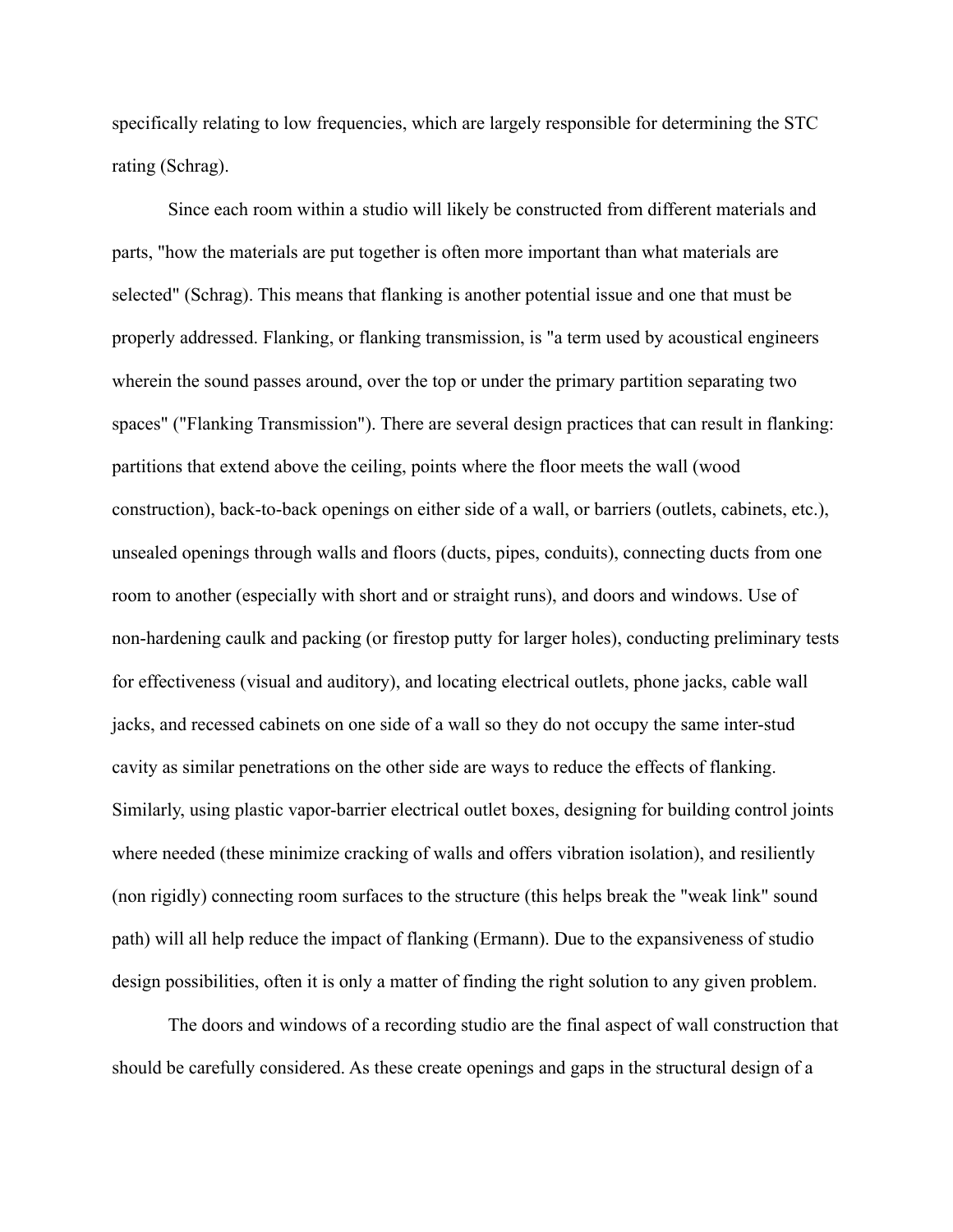specifically relating to low frequencies, which are largely responsible for determining the STC rating (Schrag).

Since each room within a studio will likely be constructed from different materials and parts, "how the materials are put together is often more important than what materials are selected" (Schrag). This means that flanking is another potential issue and one that must be properly addressed. Flanking, or flanking transmission, is "a term used by acoustical engineers wherein the sound passes around, over the top or under the primary partition separating two spaces" ("Flanking Transmission"). There are several design practices that can result in flanking: partitions that extend above the ceiling, points where the floor meets the wall (wood construction), back-to-back openings on either side of a wall, or barriers (outlets, cabinets, etc.), unsealed openings through walls and floors (ducts, pipes, conduits), connecting ducts from one room to another (especially with short and or straight runs), and doors and windows. Use of non-hardening caulk and packing (or firestop putty for larger holes), conducting preliminary tests for effectiveness (visual and auditory), and locating electrical outlets, phone jacks, cable wall jacks, and recessed cabinets on one side of a wall so they do not occupy the same inter-stud cavity as similar penetrations on the other side are ways to reduce the effects of flanking. Similarly, using plastic vapor-barrier electrical outlet boxes, designing for building control joints where needed (these minimize cracking of walls and offers vibration isolation), and resiliently (non rigidly) connecting room surfaces to the structure (this helps break the "weak link" sound path) will all help reduce the impact of flanking (Ermann). Due to the expansiveness of studio design possibilities, often it is only a matter of finding the right solution to any given problem.

The doors and windows of a recording studio are the final aspect of wall construction that should be carefully considered. As these create openings and gaps in the structural design of a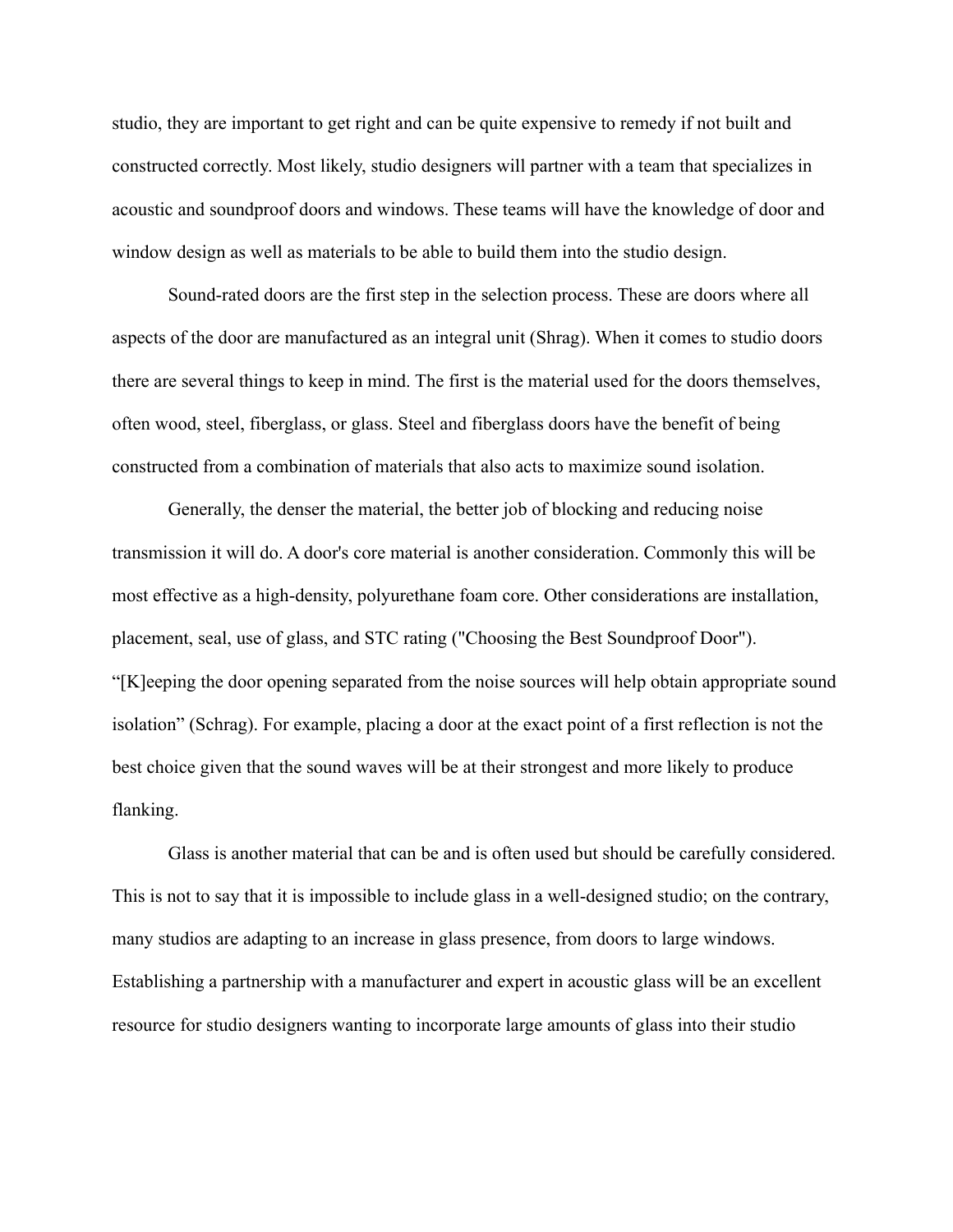studio, they are important to get right and can be quite expensive to remedy if not built and constructed correctly. Most likely, studio designers will partner with a team that specializes in acoustic and soundproof doors and windows. These teams will have the knowledge of door and window design as well as materials to be able to build them into the studio design.

Sound-rated doors are the first step in the selection process. These are doors where all aspects of the door are manufactured as an integral unit (Shrag). When it comes to studio doors there are several things to keep in mind. The first is the material used for the doors themselves, often wood, steel, fiberglass, or glass. Steel and fiberglass doors have the benefit of being constructed from a combination of materials that also acts to maximize sound isolation.

Generally, the denser the material, the better job of blocking and reducing noise transmission it will do. A door's core material is another consideration. Commonly this will be most effective as a high-density, polyurethane foam core. Other considerations are installation, placement, seal, use of glass, and STC rating ("Choosing the Best Soundproof Door"). "[K]eeping the door opening separated from the noise sources will help obtain appropriate sound isolation" (Schrag). For example, placing a door at the exact point of a first reflection is not the best choice given that the sound waves will be at their strongest and more likely to produce flanking.

Glass is another material that can be and is often used but should be carefully considered. This is not to say that it is impossible to include glass in a well-designed studio; on the contrary, many studios are adapting to an increase in glass presence, from doors to large windows. Establishing a partnership with a manufacturer and expert in acoustic glass will be an excellent resource for studio designers wanting to incorporate large amounts of glass into their studio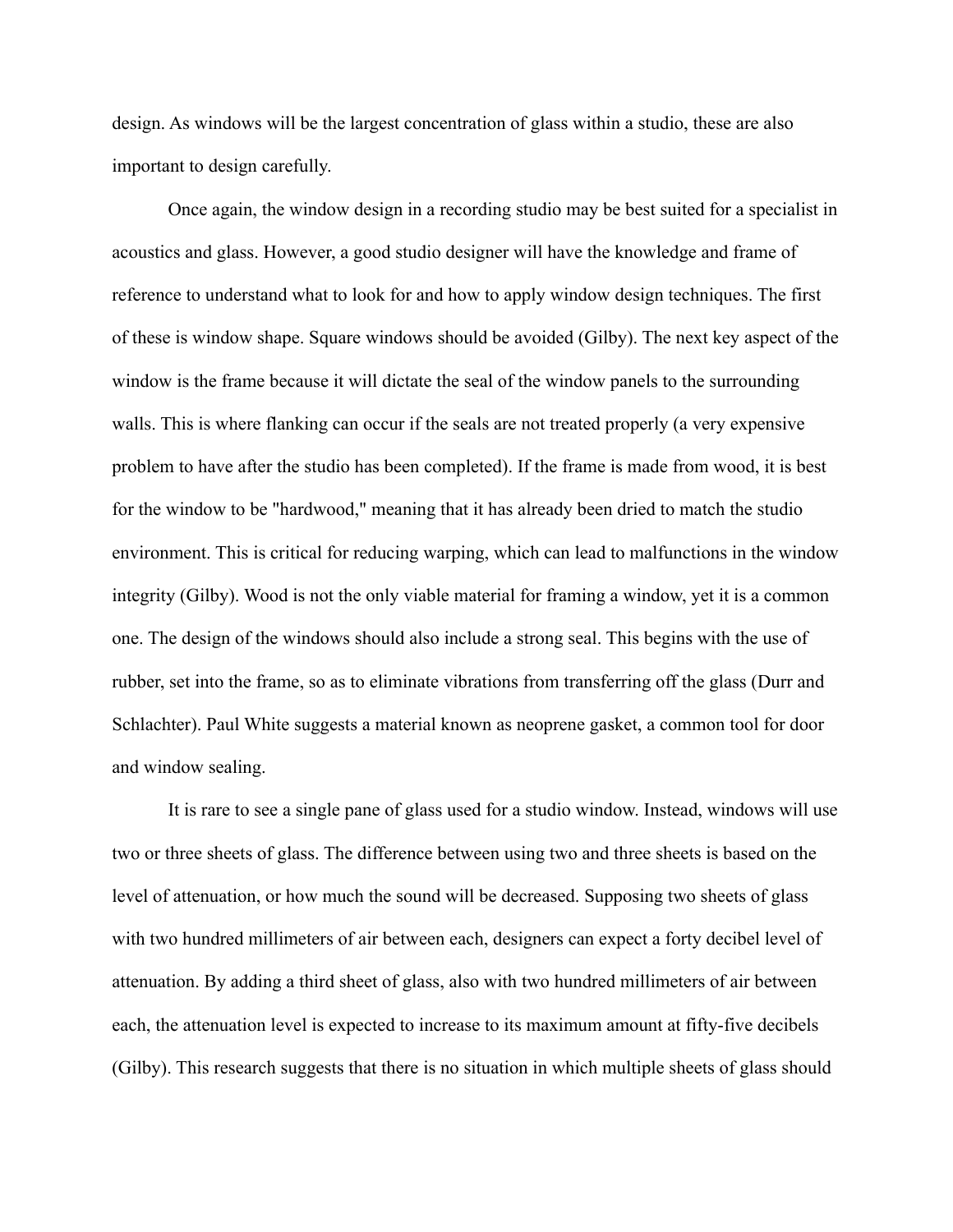design. As windows will be the largest concentration of glass within a studio, these are also important to design carefully.

Once again, the window design in a recording studio may be best suited for a specialist in acoustics and glass. However, a good studio designer will have the knowledge and frame of reference to understand what to look for and how to apply window design techniques. The first of these is window shape. Square windows should be avoided (Gilby). The next key aspect of the window is the frame because it will dictate the seal of the window panels to the surrounding walls. This is where flanking can occur if the seals are not treated properly (a very expensive problem to have after the studio has been completed). If the frame is made from wood, it is best for the window to be "hardwood," meaning that it has already been dried to match the studio environment. This is critical for reducing warping, which can lead to malfunctions in the window integrity (Gilby). Wood is not the only viable material for framing a window, yet it is a common one. The design of the windows should also include a strong seal. This begins with the use of rubber, set into the frame, so as to eliminate vibrations from transferring off the glass (Durr and Schlachter). Paul White suggests a material known as neoprene gasket, a common tool for door and window sealing.

It is rare to see a single pane of glass used for a studio window. Instead, windows will use two or three sheets of glass. The difference between using two and three sheets is based on the level of attenuation, or how much the sound will be decreased. Supposing two sheets of glass with two hundred millimeters of air between each, designers can expect a forty decibel level of attenuation. By adding a third sheet of glass, also with two hundred millimeters of air between each, the attenuation level is expected to increase to its maximum amount at fifty-five decibels (Gilby). This research suggests that there is no situation in which multiple sheets of glass should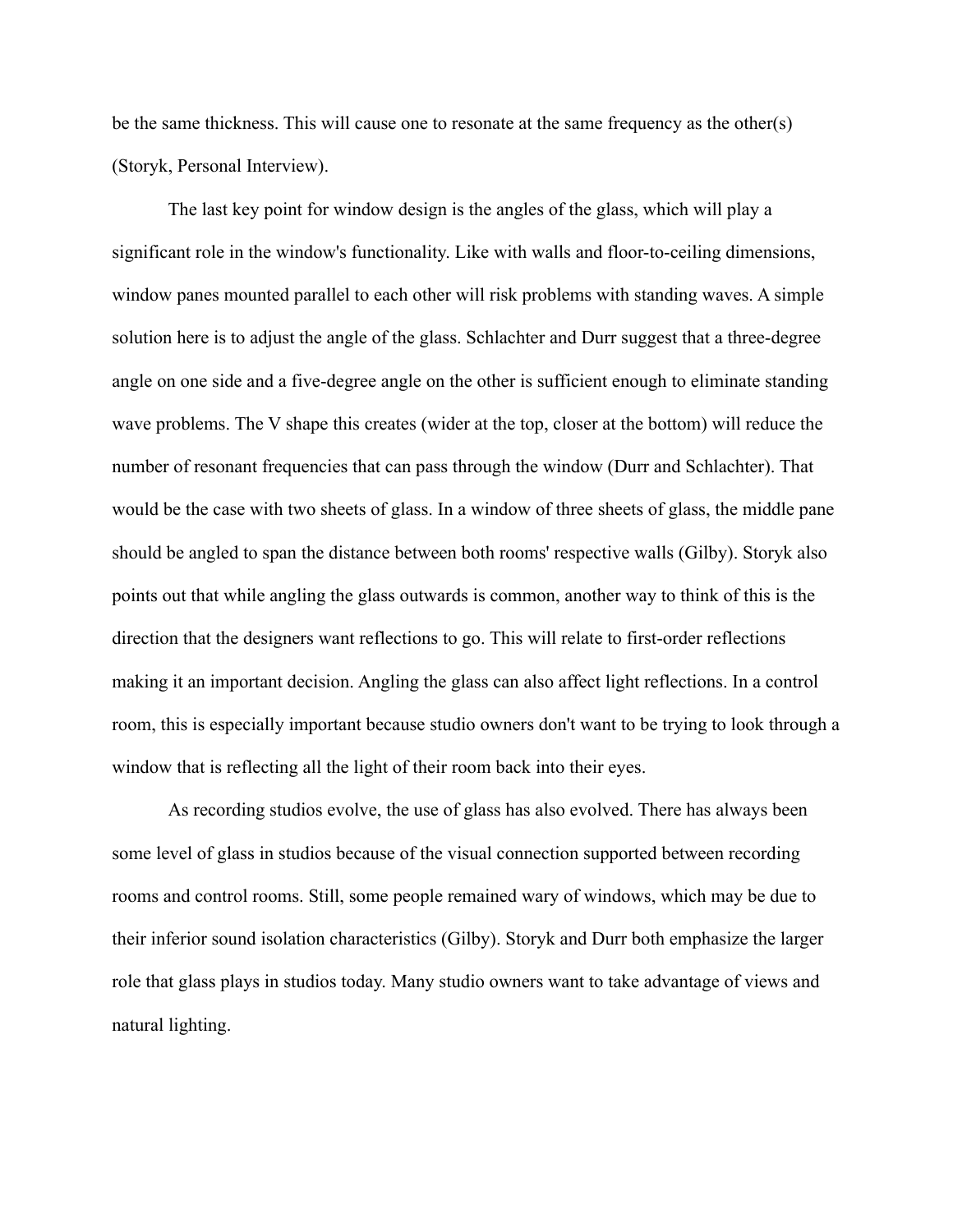be the same thickness. This will cause one to resonate at the same frequency as the other(s) (Storyk, Personal Interview).

The last key point for window design is the angles of the glass, which will play a significant role in the window's functionality. Like with walls and floor-to-ceiling dimensions, window panes mounted parallel to each other will risk problems with standing waves. A simple solution here is to adjust the angle of the glass. Schlachter and Durr suggest that a three-degree angle on one side and a five-degree angle on the other is sufficient enough to eliminate standing wave problems. The V shape this creates (wider at the top, closer at the bottom) will reduce the number of resonant frequencies that can pass through the window (Durr and Schlachter). That would be the case with two sheets of glass. In a window of three sheets of glass, the middle pane should be angled to span the distance between both rooms' respective walls (Gilby). Storyk also points out that while angling the glass outwards is common, another way to think of this is the direction that the designers want reflections to go. This will relate to first-order reflections making it an important decision. Angling the glass can also affect light reflections. In a control room, this is especially important because studio owners don't want to be trying to look through a window that is reflecting all the light of their room back into their eyes.

As recording studios evolve, the use of glass has also evolved. There has always been some level of glass in studios because of the visual connection supported between recording rooms and control rooms. Still, some people remained wary of windows, which may be due to their inferior sound isolation characteristics (Gilby). Storyk and Durr both emphasize the larger role that glass plays in studios today. Many studio owners want to take advantage of views and natural lighting.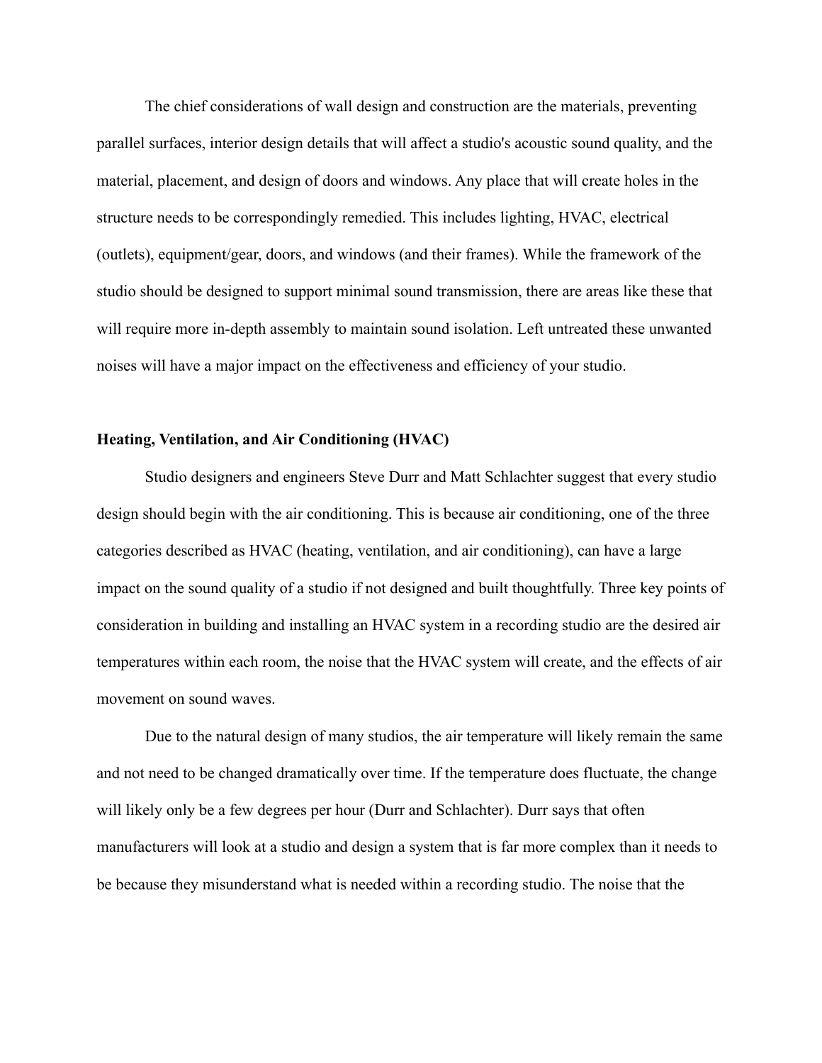The chief considerations of wall design and construction are the materials, preventing parallel surfaces, interior design details that will affect a studio's acoustic sound quality, and the material, placement, and design of doors and windows. Any place that will create holes in the structure needs to be correspondingly remedied. This includes lighting, HVAC, electrical (outlets), equipment/gear, doors, and windows (and their frames). While the framework of the studio should be designed to support minimal sound transmission, there are areas like these that will require more in-depth assembly to maintain sound isolation. Left untreated these unwanted noises will have a major impact on the effectiveness and efficiency of your studio.

**Heating, Ventilation, and Air Conditioning (HVAC)**

Studio designers and engineers Steve Durr and Matt Schlachter suggest that every studio design should begin with the air conditioning. This is because air conditioning, one of the three categories described as HVAC (heating, ventilation, and air conditioning), can have a large impact on the sound quality of a studio if not designed and built thoughtfully. Three key points of consideration in building and installing an HVAC system in a recording studio are the desired air temperatures within each room, the noise that the HVAC system will create, and the effects of air movement on sound waves.

Due to the natural design of many studios, the air temperature will likely remain the same and not need to be changed dramatically over time. If the temperature does fluctuate, the change will likely only be a few degrees per hour (Durr and Schlachter). Durr says that often manufacturers will look at a studio and design a system that is far more complex than it needs to be because they misunderstand what is needed within a recording studio. The noise that the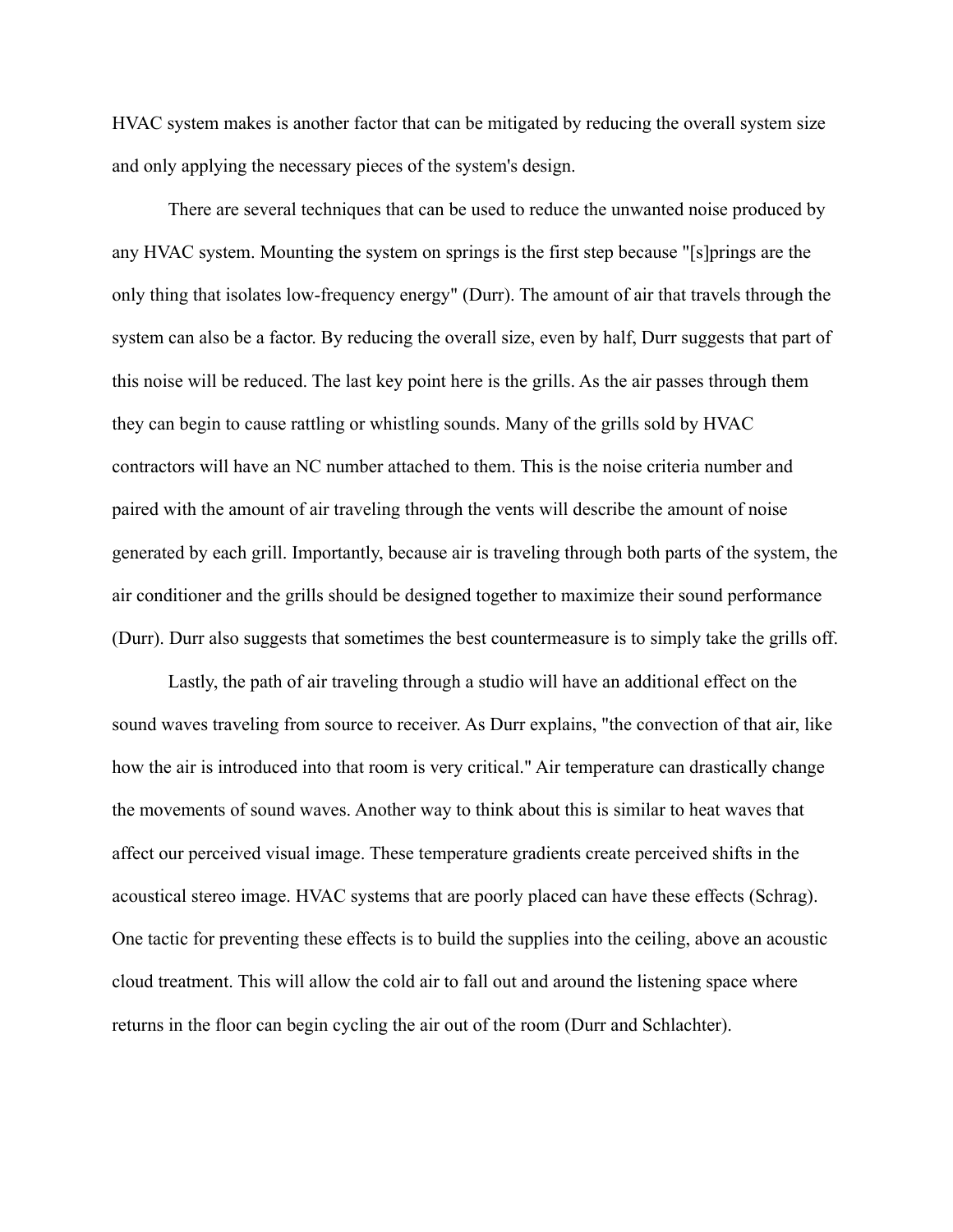HVAC system makes is another factor that can be mitigated by reducing the overall system size and only applying the necessary pieces of the system's design.

There are several techniques that can be used to reduce the unwanted noise produced by any HVAC system. Mounting the system on springs is the first step because "[s]prings are the only thing that isolates low-frequency energy" (Durr). The amount of air that travels through the system can also be a factor. By reducing the overall size, even by half, Durr suggests that part of this noise will be reduced. The last key point here is the grills. As the air passes through them they can begin to cause rattling or whistling sounds. Many of the grills sold by HVAC contractors will have an NC number attached to them. This is the noise criteria number and paired with the amount of air traveling through the vents will describe the amount of noise generated by each grill. Importantly, because air is traveling through both parts of the system, the air conditioner and the grills should be designed together to maximize their sound performance (Durr). Durr also suggests that sometimes the best countermeasure is to simply take the grills off.

Lastly, the path of air traveling through a studio will have an additional effect on the sound waves traveling from source to receiver. As Durr explains, "the convection of that air, like how the air is introduced into that room is very critical." Air temperature can drastically change the movements of sound waves. Another way to think about this is similar to heat waves that affect our perceived visual image. These temperature gradients create perceived shifts in the acoustical stereo image. HVAC systems that are poorly placed can have these effects (Schrag). One tactic for preventing these effects is to build the supplies into the ceiling, above an acoustic cloud treatment. This will allow the cold air to fall out and around the listening space where returns in the floor can begin cycling the air out of the room (Durr and Schlachter).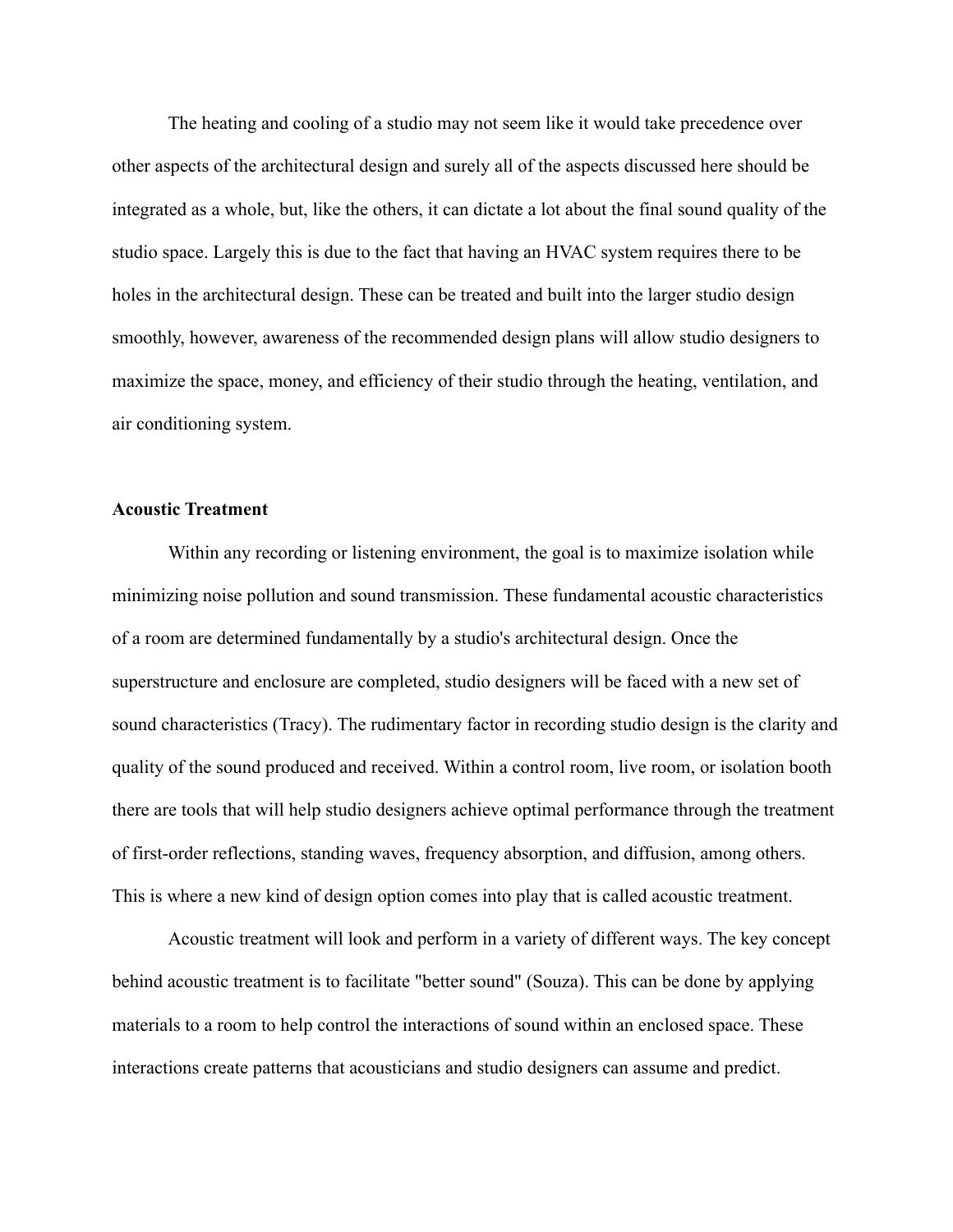The heating and cooling of a studio may not seem like it would take precedence over other aspects of the architectural design and surely all of the aspects discussed here should be integrated as a whole, but, like the others, it can dictate a lot about the final sound quality of the studio space. Largely this is due to the fact that having an HVAC system requires there to be holes in the architectural design. These can be treated and built into the larger studio design smoothly, however, awareness of the recommended design plans will allow studio designers to maximize the space, money, and efficiency of their studio through the heating, ventilation, and air conditioning system.

**Acoustic Treatment**

Within any recording or listening environment, the goal is to maximize isolation while minimizing noise pollution and sound transmission. These fundamental acoustic characteristics of a room are determined fundamentally by a studio's architectural design. Once the superstructure and enclosure are completed, studio designers will be faced with a new set of sound characteristics (Tracy). The rudimentary factor in recording studio design is the clarity and quality of the sound produced and received. Within a control room, live room, or isolation booth there are tools that will help studio designers achieve optimal performance through the treatment of first-order reflections, standing waves, frequency absorption, and diffusion, among others. This is where a new kind of design option comes into play that is called acoustic treatment.

Acoustic treatment will look and perform in a variety of different ways. The key concept behind acoustic treatment is to facilitate "better sound" (Souza). This can be done by applying materials to a room to help control the interactions of sound within an enclosed space. These interactions create patterns that acousticians and studio designers can assume and predict.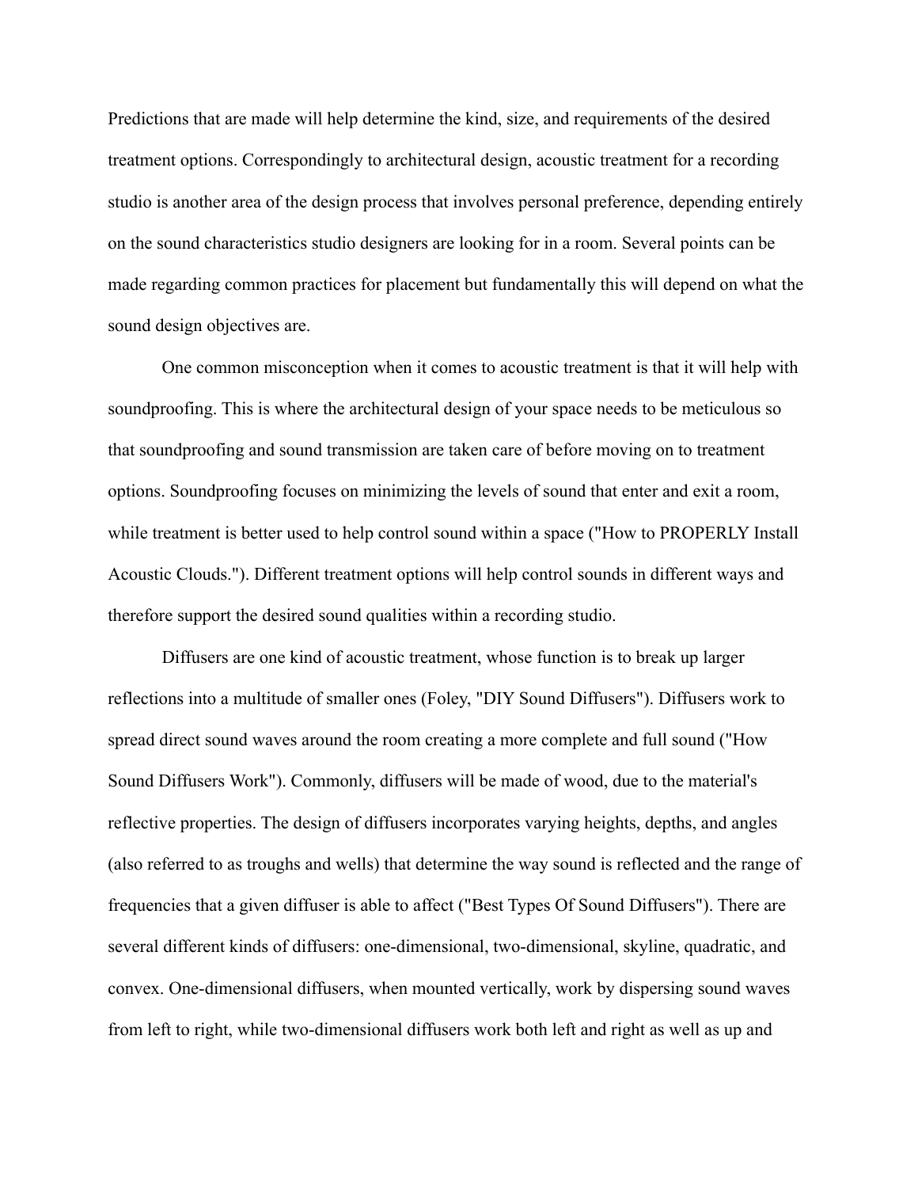Predictions that are made will help determine the kind, size, and requirements of the desired treatment options. Correspondingly to architectural design, acoustic treatment for a recording studio is another area of the design process that involves personal preference, depending entirely on the sound characteristics studio designers are looking for in a room. Several points can be made regarding common practices for placement but fundamentally this will depend on what the sound design objectives are.

One common misconception when it comes to acoustic treatment is that it will help with soundproofing. This is where the architectural design of your space needs to be meticulous so that soundproofing and sound transmission are taken care of before moving on to treatment options. Soundproofing focuses on minimizing the levels of sound that enter and exit a room, while treatment is better used to help control sound within a space ("How to PROPERLY Install Acoustic Clouds."). Different treatment options will help control sounds in different ways and therefore support the desired sound qualities within a recording studio.

Diffusers are one kind of acoustic treatment, whose function is to break up larger reflections into a multitude of smaller ones (Foley, "DIY Sound Diffusers"). Diffusers work to spread direct sound waves around the room creating a more complete and full sound ("How Sound Diffusers Work"). Commonly, diffusers will be made of wood, due to the material's reflective properties. The design of diffusers incorporates varying heights, depths, and angles (also referred to as troughs and wells) that determine the way sound is reflected and the range of frequencies that a given diffuser is able to affect ("Best Types Of Sound Diffusers"). There are several different kinds of diffusers: one-dimensional, two-dimensional, skyline, quadratic, and convex. One-dimensional diffusers, when mounted vertically, work by dispersing sound waves from left to right, while two-dimensional diffusers work both left and right as well as up and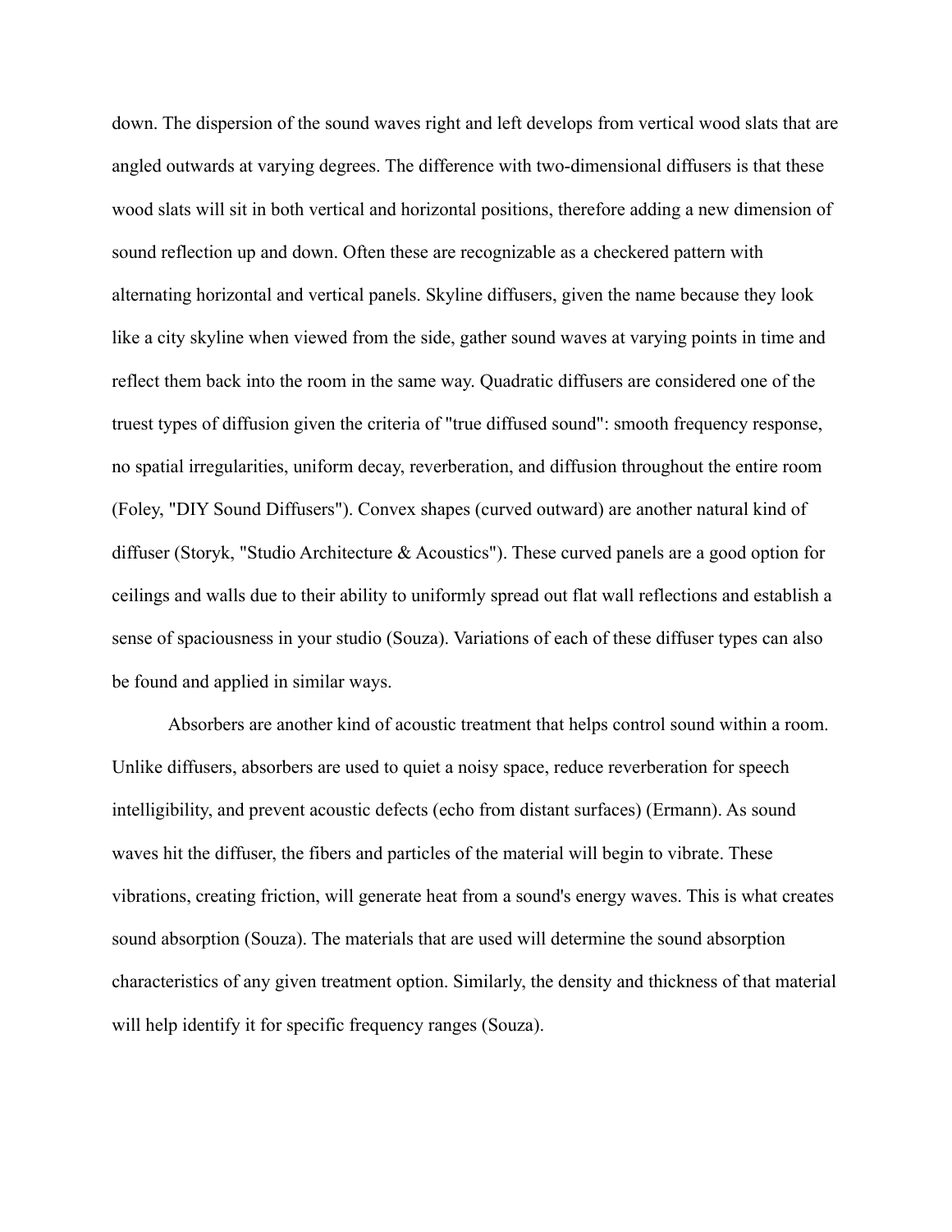down. The dispersion of the sound waves right and left develops from vertical wood slats that are angled outwards at varying degrees. The difference with two-dimensional diffusers is that these wood slats will sit in both vertical and horizontal positions, therefore adding a new dimension of sound reflection up and down. Often these are recognizable as a checkered pattern with alternating horizontal and vertical panels. Skyline diffusers, given the name because they look like a city skyline when viewed from the side, gather sound waves at varying points in time and reflect them back into the room in the same way. Quadratic diffusers are considered one of the truest types of diffusion given the criteria of "true diffused sound": smooth frequency response, no spatial irregularities, uniform decay, reverberation, and diffusion throughout the entire room (Foley, "DIY Sound Diffusers"). Convex shapes (curved outward) are another natural kind of diffuser (Storyk, "Studio Architecture & Acoustics"). These curved panels are a good option for ceilings and walls due to their ability to uniformly spread out flat wall reflections and establish a sense of spaciousness in your studio (Souza). Variations of each of these diffuser types can also be found and applied in similar ways.

Absorbers are another kind of acoustic treatment that helps control sound within a room. Unlike diffusers, absorbers are used to quiet a noisy space, reduce reverberation for speech intelligibility, and prevent acoustic defects (echo from distant surfaces) (Ermann). As sound waves hit the diffuser, the fibers and particles of the material will begin to vibrate. These vibrations, creating friction, will generate heat from a sound's energy waves. This is what creates sound absorption (Souza). The materials that are used will determine the sound absorption characteristics of any given treatment option. Similarly, the density and thickness of that material will help identify it for specific frequency ranges (Souza).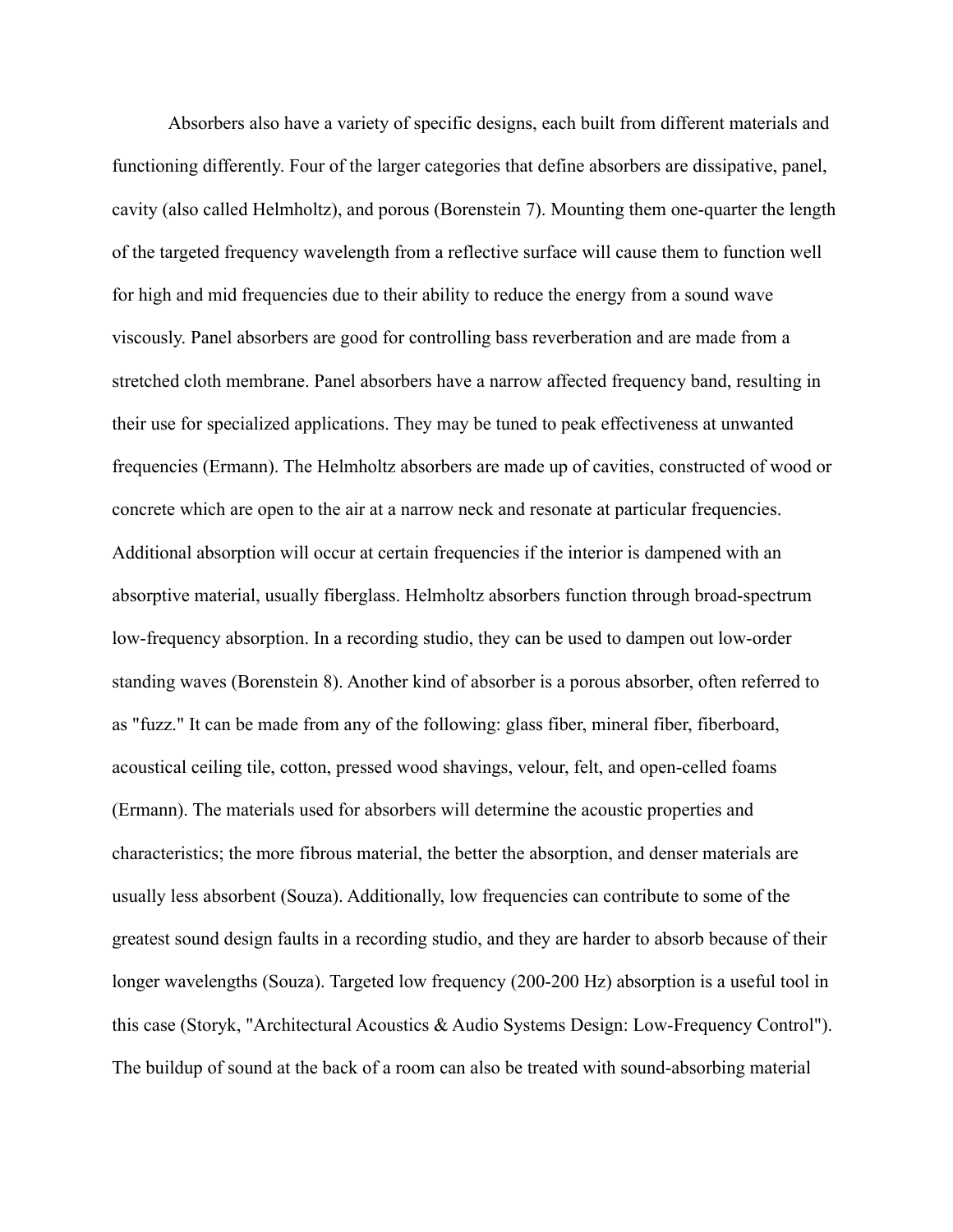Absorbers also have a variety of specific designs, each built from different materials and functioning differently. Four of the larger categories that define absorbers are dissipative, panel, cavity (also called Helmholtz), and porous (Borenstein 7). Mounting them one-quarter the length of the targeted frequency wavelength from a reflective surface will cause them to function well for high and mid frequencies due to their ability to reduce the energy from a sound wave viscously. Panel absorbers are good for controlling bass reverberation and are made from a stretched cloth membrane. Panel absorbers have a narrow affected frequency band, resulting in their use for specialized applications. They may be tuned to peak effectiveness at unwanted frequencies (Ermann). The Helmholtz absorbers are made up of cavities, constructed of wood or concrete which are open to the air at a narrow neck and resonate at particular frequencies. Additional absorption will occur at certain frequencies if the interior is dampened with an absorptive material, usually fiberglass. Helmholtz absorbers function through broad-spectrum low-frequency absorption. In a recording studio, they can be used to dampen out low-order standing waves (Borenstein 8). Another kind of absorber is a porous absorber, often referred to as "fuzz." It can be made from any of the following: glass fiber, mineral fiber, fiberboard, acoustical ceiling tile, cotton, pressed wood shavings, velour, felt, and open-celled foams (Ermann). The materials used for absorbers will determine the acoustic properties and characteristics; the more fibrous material, the better the absorption, and denser materials are usually less absorbent (Souza). Additionally, low frequencies can contribute to some of the greatest sound design faults in a recording studio, and they are harder to absorb because of their longer wavelengths (Souza). Targeted low frequency (200-200 Hz) absorption is a useful tool in this case (Storyk, "Architectural Acoustics & Audio Systems Design: Low-Frequency Control"). The buildup of sound at the back of a room can also be treated with sound-absorbing material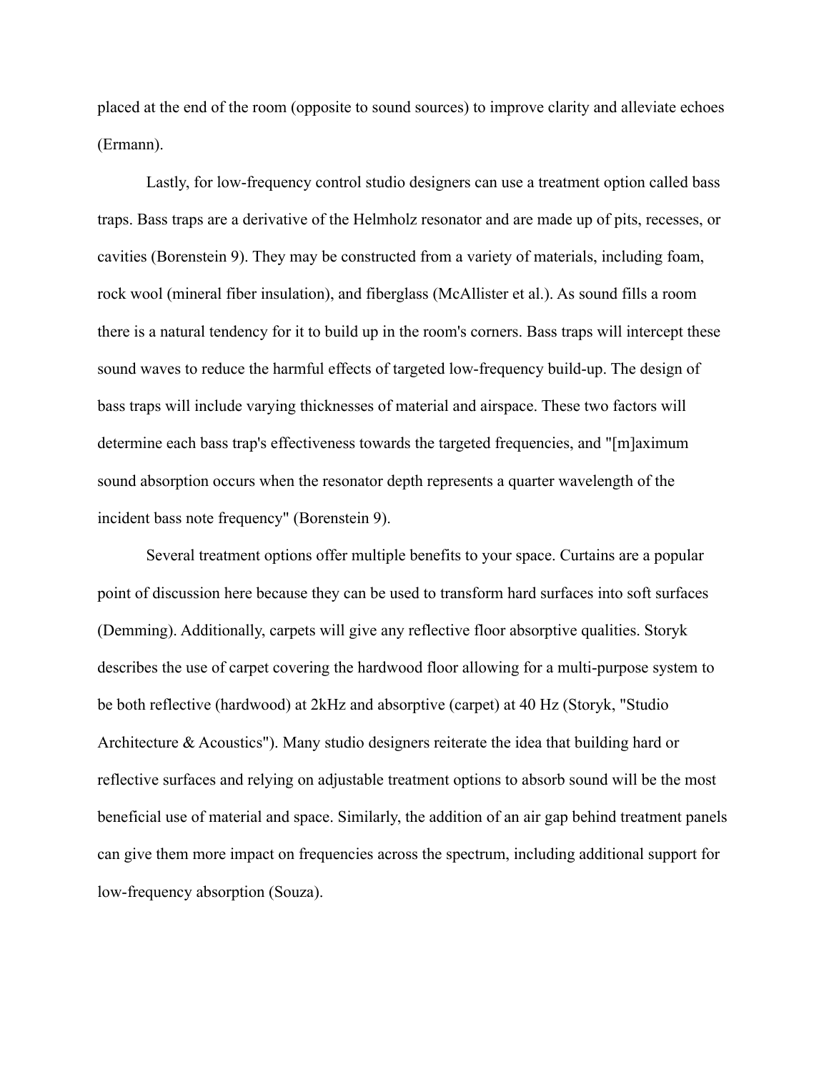placed at the end of the room (opposite to sound sources) to improve clarity and alleviate echoes (Ermann).

Lastly, for low-frequency control studio designers can use a treatment option called bass traps. Bass traps are a derivative of the Helmholz resonator and are made up of pits, recesses, or cavities (Borenstein 9). They may be constructed from a variety of materials, including foam, rock wool (mineral fiber insulation), and fiberglass (McAllister et al.). As sound fills a room there is a natural tendency for it to build up in the room's corners. Bass traps will intercept these sound waves to reduce the harmful effects of targeted low-frequency build-up. The design of bass traps will include varying thicknesses of material and airspace. These two factors will determine each bass trap's effectiveness towards the targeted frequencies, and "[m]aximum sound absorption occurs when the resonator depth represents a quarter wavelength of the incident bass note frequency" (Borenstein 9).

Several treatment options offer multiple benefits to your space. Curtains are a popular point of discussion here because they can be used to transform hard surfaces into soft surfaces (Demming). Additionally, carpets will give any reflective floor absorptive qualities. Storyk describes the use of carpet covering the hardwood floor allowing for a multi-purpose system to be both reflective (hardwood) at 2kHz and absorptive (carpet) at 40 Hz (Storyk, "Studio Architecture & Acoustics"). Many studio designers reiterate the idea that building hard or reflective surfaces and relying on adjustable treatment options to absorb sound will be the most beneficial use of material and space. Similarly, the addition of an air gap behind treatment panels can give them more impact on frequencies across the spectrum, including additional support for low-frequency absorption (Souza).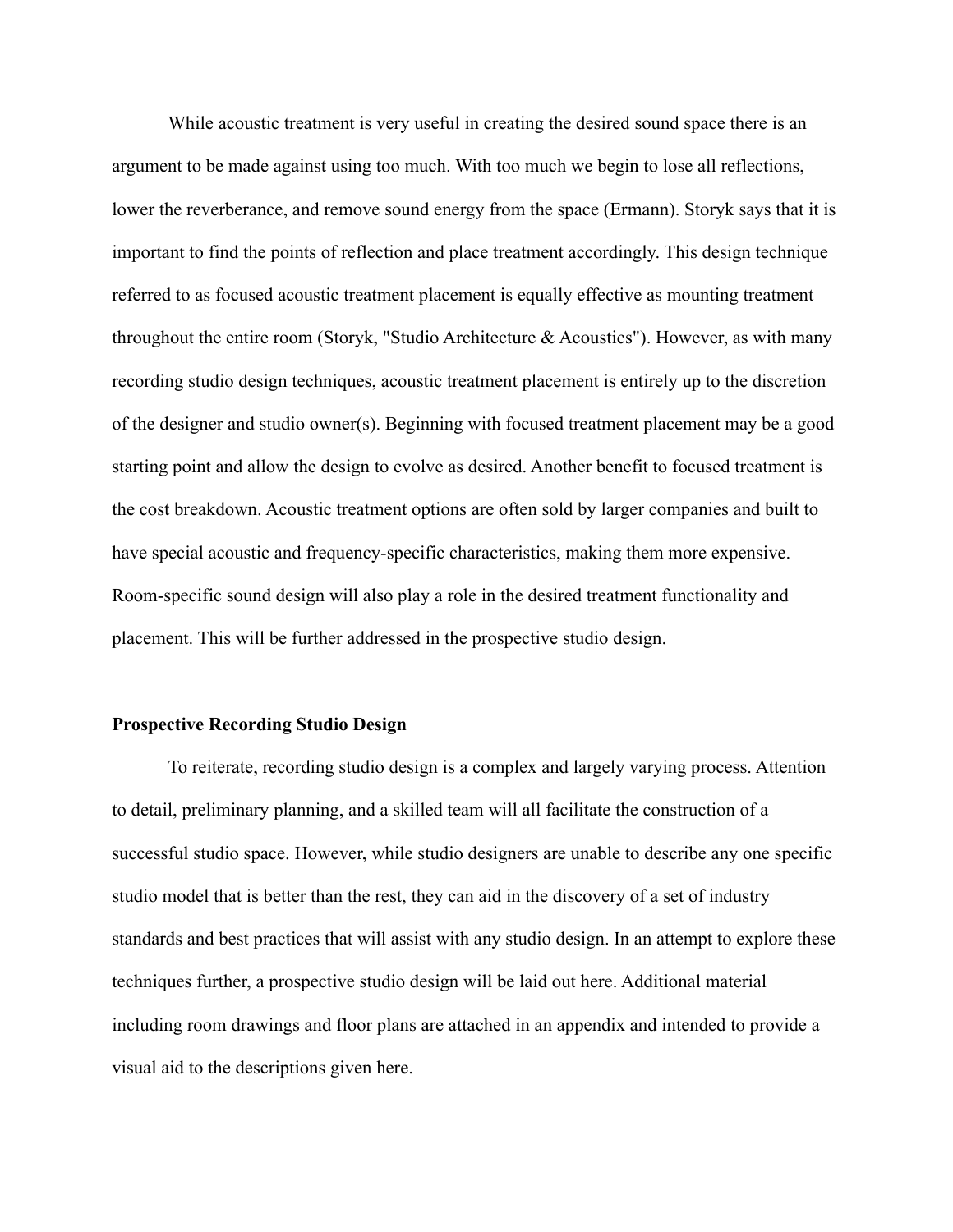While acoustic treatment is very useful in creating the desired sound space there is an argument to be made against using too much. With too much we begin to lose all reflections, lower the reverberance, and remove sound energy from the space (Ermann). Storyk says that it is important to find the points of reflection and place treatment accordingly. This design technique referred to as focused acoustic treatment placement is equally effective as mounting treatment throughout the entire room (Storyk, "Studio Architecture & Acoustics"). However, as with many recording studio design techniques, acoustic treatment placement is entirely up to the discretion of the designer and studio owner(s). Beginning with focused treatment placement may be a good starting point and allow the design to evolve as desired. Another benefit to focused treatment is the cost breakdown. Acoustic treatment options are often sold by larger companies and built to have special acoustic and frequency-specific characteristics, making them more expensive. Room-specific sound design will also play a role in the desired treatment functionality and placement. This will be further addressed in the prospective studio design.

**Prospective Recording Studio Design**

To reiterate, recording studio design is a complex and largely varying process. Attention to detail, preliminary planning, and a skilled team will all facilitate the construction of a successful studio space. However, while studio designers are unable to describe any one specific studio model that is better than the rest, they can aid in the discovery of a set of industry standards and best practices that will assist with any studio design. In an attempt to explore these techniques further, a prospective studio design will be laid out here. Additional material including room drawings and floor plans are attached in an appendix and intended to provide a visual aid to the descriptions given here.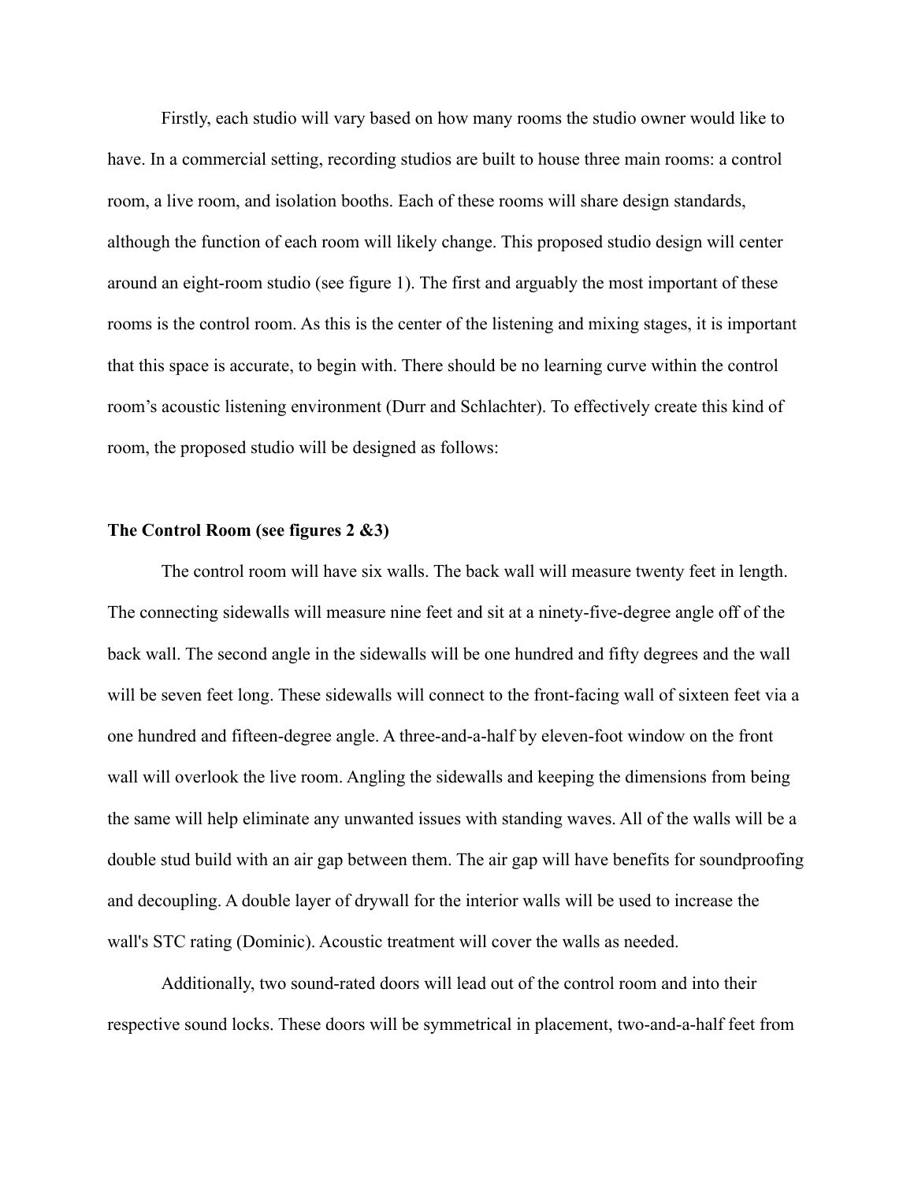Firstly, each studio will vary based on how many rooms the studio owner would like to have. In a commercial setting, recording studios are built to house three main rooms: a control room, a live room, and isolation booths. Each of these rooms will share design standards, although the function of each room will likely change. This proposed studio design will center around an eight-room studio (see figure 1). The first and arguably the most important of these rooms is the control room. As this is the center of the listening and mixing stages, it is important that this space is accurate, to begin with. There should be no learning curve within the control room's acoustic listening environment (Durr and Schlachter). To effectively create this kind of room, the proposed studio will be designed as follows:

**The Control Room (see figures 2 &3)**

The control room will have six walls. The back wall will measure twenty feet in length. The connecting sidewalls will measure nine feet and sit at a ninety-five-degree angle off of the back wall. The second angle in the sidewalls will be one hundred and fifty degrees and the wall will be seven feet long. These sidewalls will connect to the front-facing wall of sixteen feet via a one hundred and fifteen-degree angle. A three-and-a-half by eleven-foot window on the front wall will overlook the live room. Angling the sidewalls and keeping the dimensions from being the same will help eliminate any unwanted issues with standing waves. All of the walls will be a double stud build with an air gap between them. The air gap will have benefits for soundproofing and decoupling. A double layer of drywall for the interior walls will be used to increase the wall's STC rating (Dominic). Acoustic treatment will cover the walls as needed.

Additionally, two sound-rated doors will lead out of the control room and into their respective sound locks. These doors will be symmetrical in placement, two-and-a-half feet from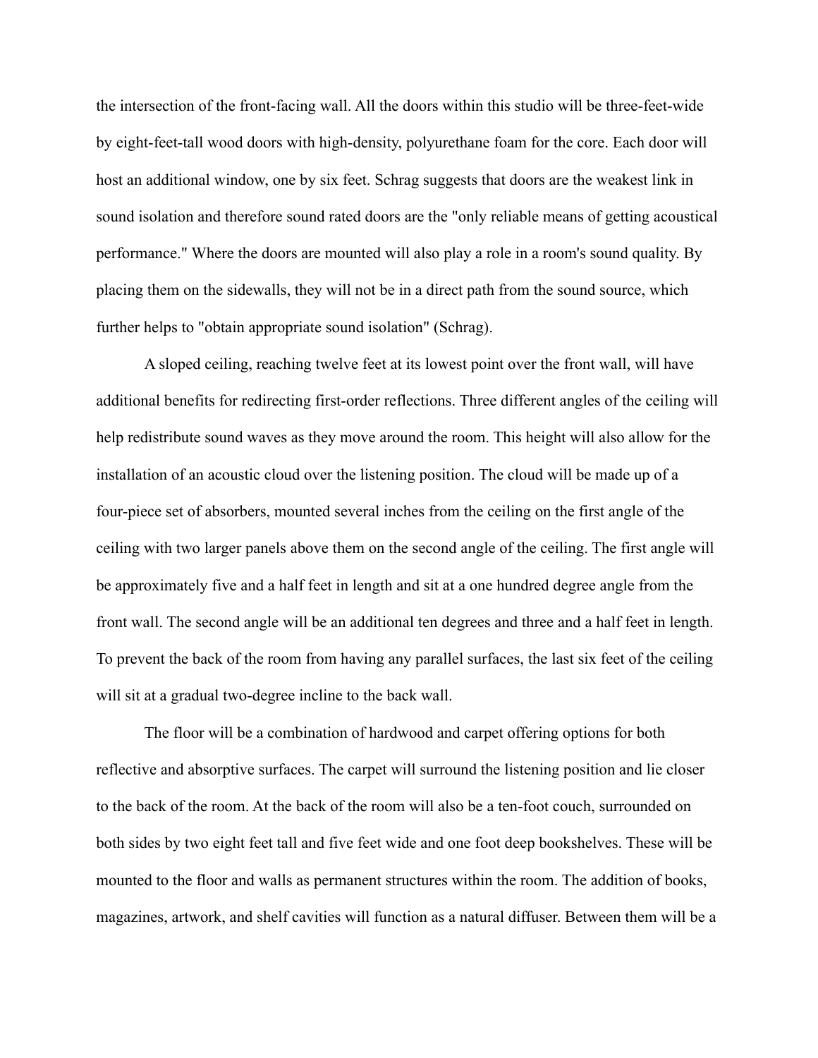the intersection of the front-facing wall. All the doors within this studio will be three-feet-wide by eight-feet-tall wood doors with high-density, polyurethane foam for the core. Each door will host an additional window, one by six feet. Schrag suggests that doors are the weakest link in sound isolation and therefore sound rated doors are the "only reliable means of getting acoustical performance." Where the doors are mounted will also play a role in a room's sound quality. By placing them on the sidewalls, they will not be in a direct path from the sound source, which further helps to "obtain appropriate sound isolation" (Schrag).

A sloped ceiling, reaching twelve feet at its lowest point over the front wall, will have additional benefits for redirecting first-order reflections. Three different angles of the ceiling will help redistribute sound waves as they move around the room. This height will also allow for the installation of an acoustic cloud over the listening position. The cloud will be made up of a four-piece set of absorbers, mounted several inches from the ceiling on the first angle of the ceiling with two larger panels above them on the second angle of the ceiling. The first angle will be approximately five and a half feet in length and sit at a one hundred degree angle from the front wall. The second angle will be an additional ten degrees and three and a half feet in length. To prevent the back of the room from having any parallel surfaces, the last six feet of the ceiling will sit at a gradual two-degree incline to the back wall.

The floor will be a combination of hardwood and carpet offering options for both reflective and absorptive surfaces. The carpet will surround the listening position and lie closer to the back of the room. At the back of the room will also be a ten-foot couch, surrounded on both sides by two eight feet tall and five feet wide and one foot deep bookshelves. These will be mounted to the floor and walls as permanent structures within the room. The addition of books, magazines, artwork, and shelf cavities will function as a natural diffuser. Between them will be a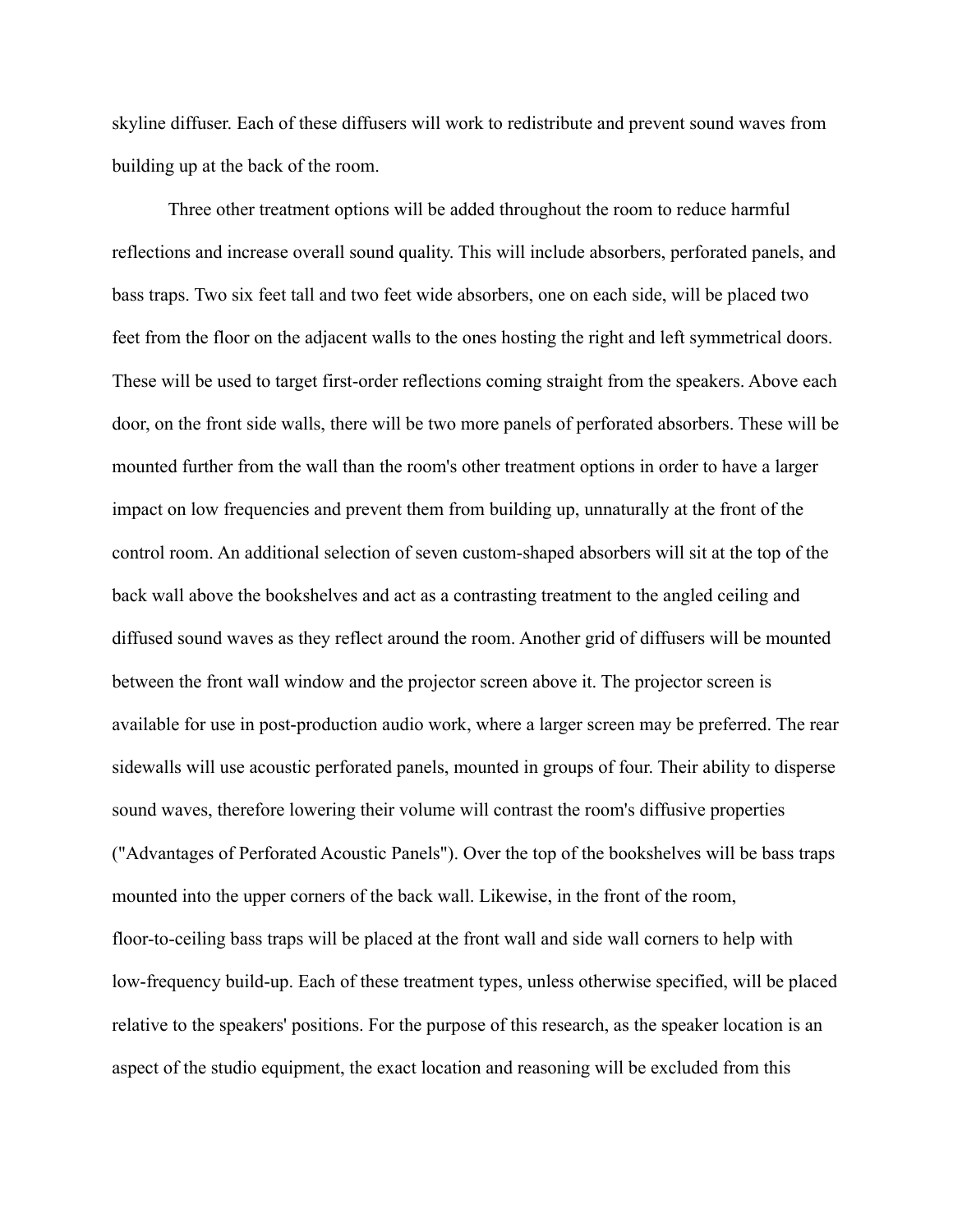skyline diffuser. Each of these diffusers will work to redistribute and prevent sound waves from building up at the back of the room.

Three other treatment options will be added throughout the room to reduce harmful reflections and increase overall sound quality. This will include absorbers, perforated panels, and bass traps. Two six feet tall and two feet wide absorbers, one on each side, will be placed two feet from the floor on the adjacent walls to the ones hosting the right and left symmetrical doors. These will be used to target first-order reflections coming straight from the speakers. Above each door, on the front side walls, there will be two more panels of perforated absorbers. These will be mounted further from the wall than the room's other treatment options in order to have a larger impact on low frequencies and prevent them from building up, unnaturally at the front of the control room. An additional selection of seven custom-shaped absorbers will sit at the top of the back wall above the bookshelves and act as a contrasting treatment to the angled ceiling and diffused sound waves as they reflect around the room. Another grid of diffusers will be mounted between the front wall window and the projector screen above it. The projector screen is available for use in post-production audio work, where a larger screen may be preferred. The rear sidewalls will use acoustic perforated panels, mounted in groups of four. Their ability to disperse sound waves, therefore lowering their volume will contrast the room's diffusive properties ("Advantages of Perforated Acoustic Panels"). Over the top of the bookshelves will be bass traps mounted into the upper corners of the back wall. Likewise, in the front of the room, floor-to-ceiling bass traps will be placed at the front wall and side wall corners to help with low-frequency build-up. Each of these treatment types, unless otherwise specified, will be placed relative to the speakers' positions. For the purpose of this research, as the speaker location is an aspect of the studio equipment, the exact location and reasoning will be excluded from this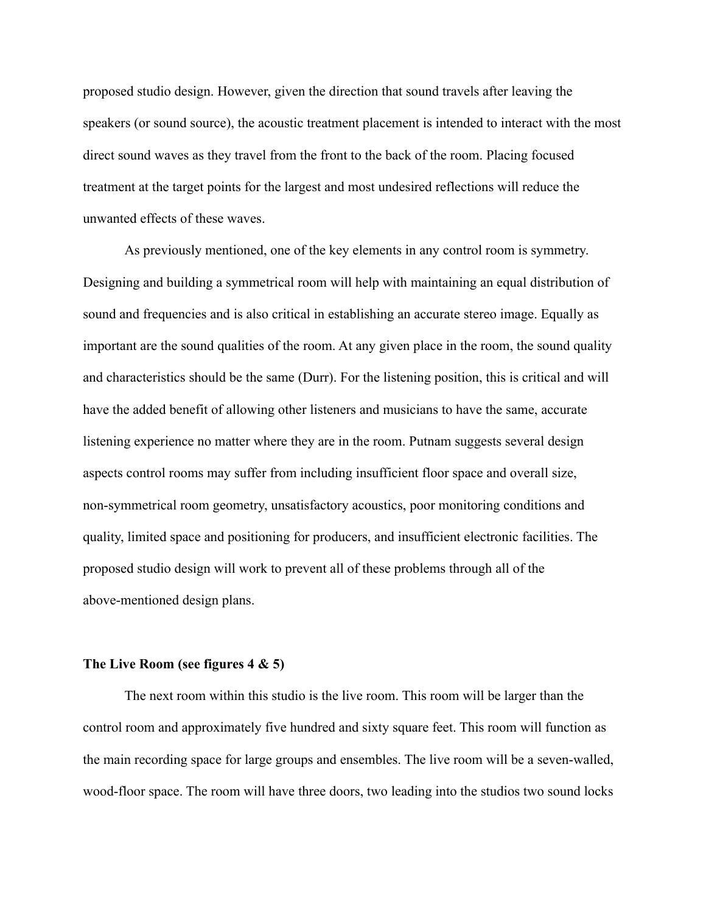proposed studio design. However, given the direction that sound travels after leaving the speakers (or sound source), the acoustic treatment placement is intended to interact with the most direct sound waves as they travel from the front to the back of the room. Placing focused treatment at the target points for the largest and most undesired reflections will reduce the unwanted effects of these waves.

As previously mentioned, one of the key elements in any control room is symmetry. Designing and building a symmetrical room will help with maintaining an equal distribution of sound and frequencies and is also critical in establishing an accurate stereo image. Equally as important are the sound qualities of the room. At any given place in the room, the sound quality and characteristics should be the same (Durr). For the listening position, this is critical and will have the added benefit of allowing other listeners and musicians to have the same, accurate listening experience no matter where they are in the room. Putnam suggests several design aspects control rooms may suffer from including insufficient floor space and overall size, non-symmetrical room geometry, unsatisfactory acoustics, poor monitoring conditions and quality, limited space and positioning for producers, and insufficient electronic facilities. The proposed studio design will work to prevent all of these problems through all of the above-mentioned design plans.

**The Live Room (see figures 4 & 5)**

The next room within this studio is the live room. This room will be larger than the control room and approximately five hundred and sixty square feet. This room will function as the main recording space for large groups and ensembles. The live room will be a seven-walled, wood-floor space. The room will have three doors, two leading into the studios two sound locks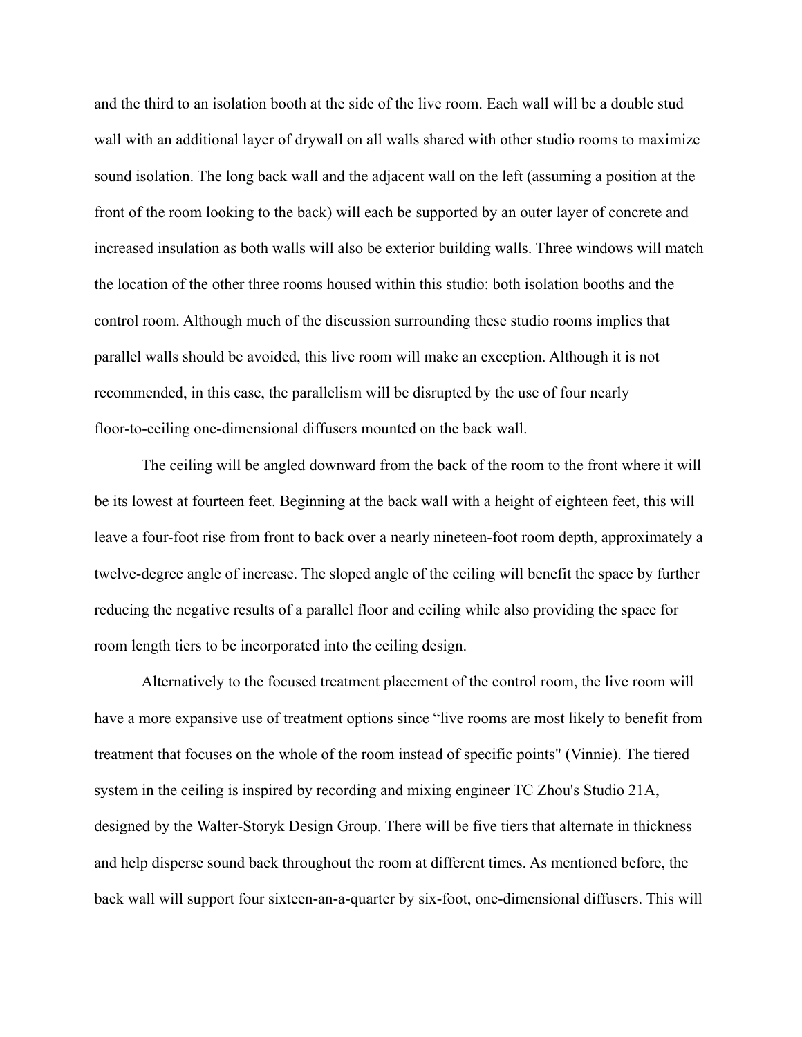and the third to an isolation booth at the side of the live room. Each wall will be a double stud wall with an additional layer of drywall on all walls shared with other studio rooms to maximize sound isolation. The long back wall and the adjacent wall on the left (assuming a position at the front of the room looking to the back) will each be supported by an outer layer of concrete and increased insulation as both walls will also be exterior building walls. Three windows will match the location of the other three rooms housed within this studio: both isolation booths and the control room. Although much of the discussion surrounding these studio rooms implies that parallel walls should be avoided, this live room will make an exception. Although it is not recommended, in this case, the parallelism will be disrupted by the use of four nearly floor-to-ceiling one-dimensional diffusers mounted on the back wall.

The ceiling will be angled downward from the back of the room to the front where it will be its lowest at fourteen feet. Beginning at the back wall with a height of eighteen feet, this will leave a four-foot rise from front to back over a nearly nineteen-foot room depth, approximately a twelve-degree angle of increase. The sloped angle of the ceiling will benefit the space by further reducing the negative results of a parallel floor and ceiling while also providing the space for room length tiers to be incorporated into the ceiling design.

Alternatively to the focused treatment placement of the control room, the live room will have a more expansive use of treatment options since "live rooms are most likely to benefit from treatment that focuses on the whole of the room instead of specific points" (Vinnie). The tiered system in the ceiling is inspired by recording and mixing engineer TC Zhou's Studio 21A, designed by the Walter-Storyk Design Group. There will be five tiers that alternate in thickness and help disperse sound back throughout the room at different times. As mentioned before, the back wall will support four sixteen-an-a-quarter by six-foot, one-dimensional diffusers. This will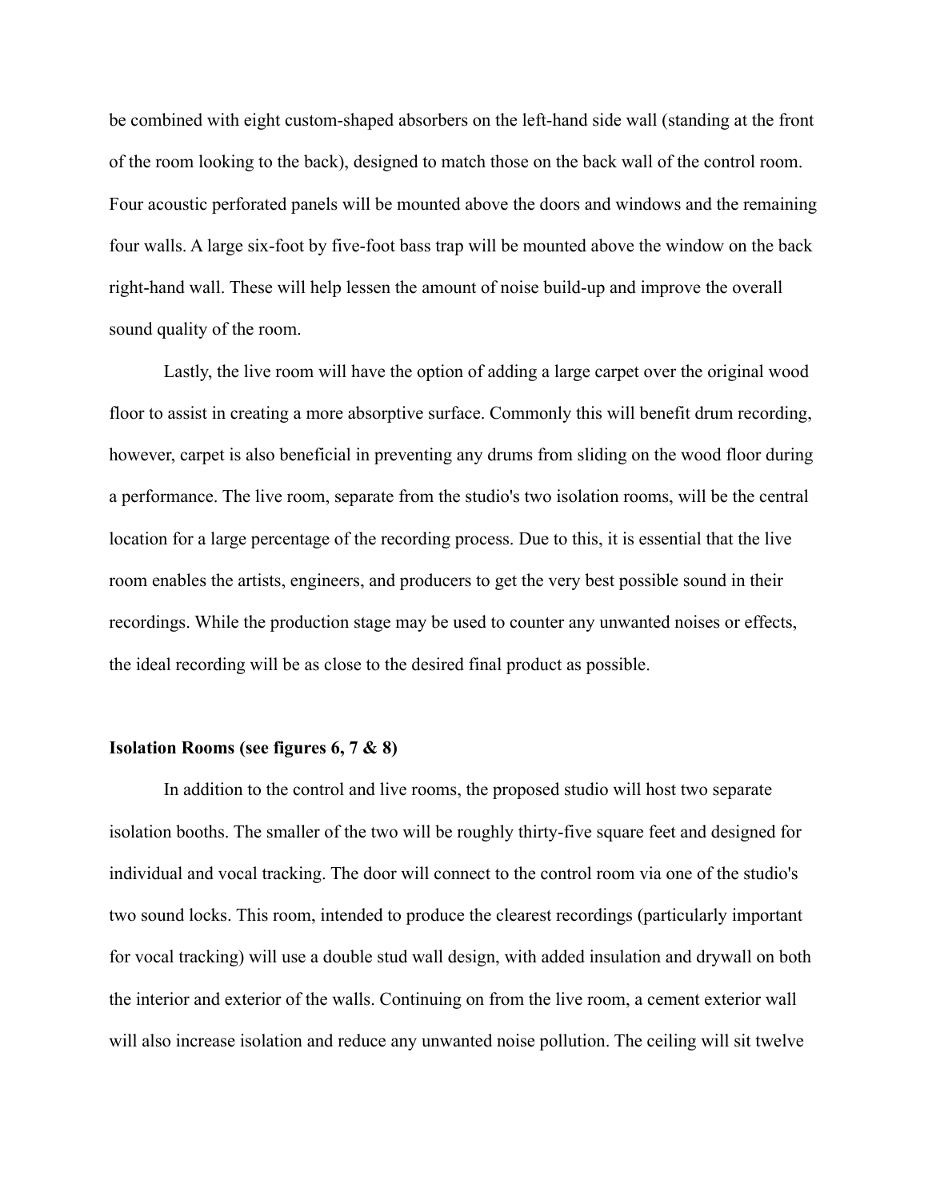be combined with eight custom-shaped absorbers on the left-hand side wall (standing at the front of the room looking to the back), designed to match those on the back wall of the control room. Four acoustic perforated panels will be mounted above the doors and windows and the remaining four walls. A large six-foot by five-foot bass trap will be mounted above the window on the back right-hand wall. These will help lessen the amount of noise build-up and improve the overall sound quality of the room.

Lastly, the live room will have the option of adding a large carpet over the original wood floor to assist in creating a more absorptive surface. Commonly this will benefit drum recording, however, carpet is also beneficial in preventing any drums from sliding on the wood floor during a performance. The live room, separate from the studio's two isolation rooms, will be the central location for a large percentage of the recording process. Due to this, it is essential that the live room enables the artists, engineers, and producers to get the very best possible sound in their recordings. While the production stage may be used to counter any unwanted noises or effects, the ideal recording will be as close to the desired final product as possible.

**Isolation Rooms (see figures 6, 7 & 8)**

In addition to the control and live rooms, the proposed studio will host two separate isolation booths. The smaller of the two will be roughly thirty-five square feet and designed for individual and vocal tracking. The door will connect to the control room via one of the studio's two sound locks. This room, intended to produce the clearest recordings (particularly important for vocal tracking) will use a double stud wall design, with added insulation and drywall on both the interior and exterior of the walls. Continuing on from the live room, a cement exterior wall will also increase isolation and reduce any unwanted noise pollution. The ceiling will sit twelve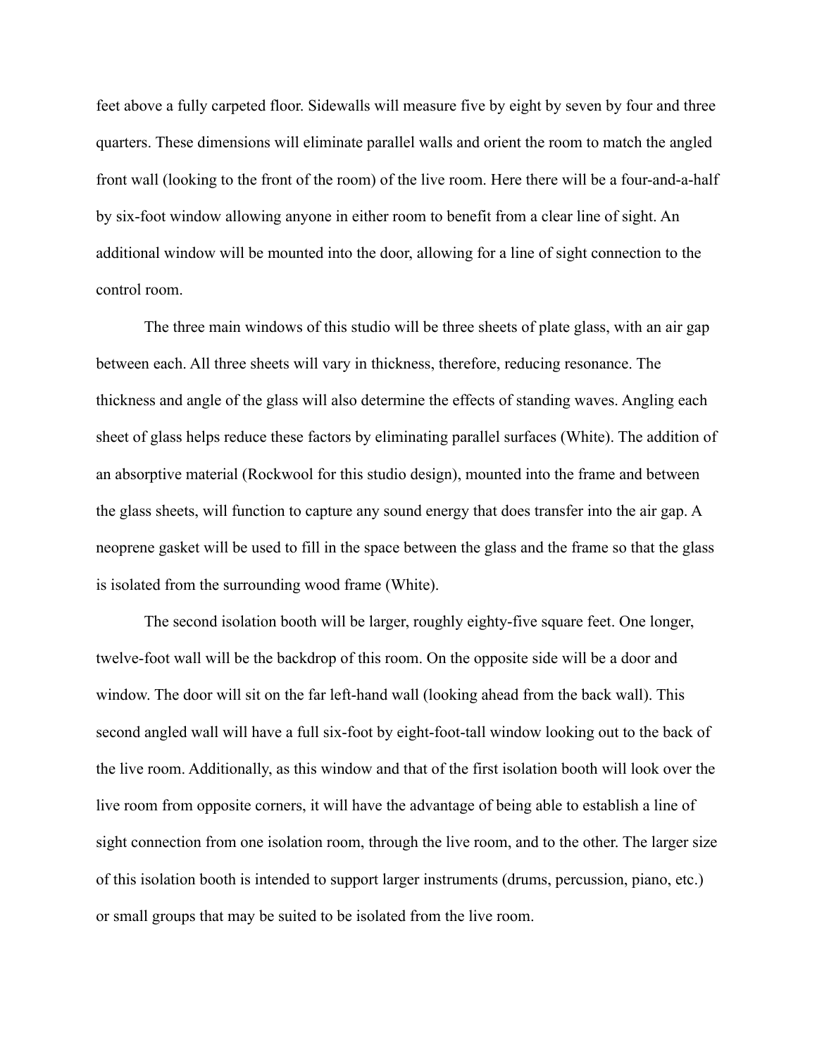feet above a fully carpeted floor. Sidewalls will measure five by eight by seven by four and three quarters. These dimensions will eliminate parallel walls and orient the room to match the angled front wall (looking to the front of the room) of the live room. Here there will be a four-and-a-half by six-foot window allowing anyone in either room to benefit from a clear line of sight. An additional window will be mounted into the door, allowing for a line of sight connection to the control room.

The three main windows of this studio will be three sheets of plate glass, with an air gap between each. All three sheets will vary in thickness, therefore, reducing resonance. The thickness and angle of the glass will also determine the effects of standing waves. Angling each sheet of glass helps reduce these factors by eliminating parallel surfaces (White). The addition of an absorptive material (Rockwool for this studio design), mounted into the frame and between the glass sheets, will function to capture any sound energy that does transfer into the air gap. A neoprene gasket will be used to fill in the space between the glass and the frame so that the glass is isolated from the surrounding wood frame (White).

The second isolation booth will be larger, roughly eighty-five square feet. One longer, twelve-foot wall will be the backdrop of this room. On the opposite side will be a door and window. The door will sit on the far left-hand wall (looking ahead from the back wall). This second angled wall will have a full six-foot by eight-foot-tall window looking out to the back of the live room. Additionally, as this window and that of the first isolation booth will look over the live room from opposite corners, it will have the advantage of being able to establish a line of sight connection from one isolation room, through the live room, and to the other. The larger size of this isolation booth is intended to support larger instruments (drums, percussion, piano, etc.) or small groups that may be suited to be isolated from the live room.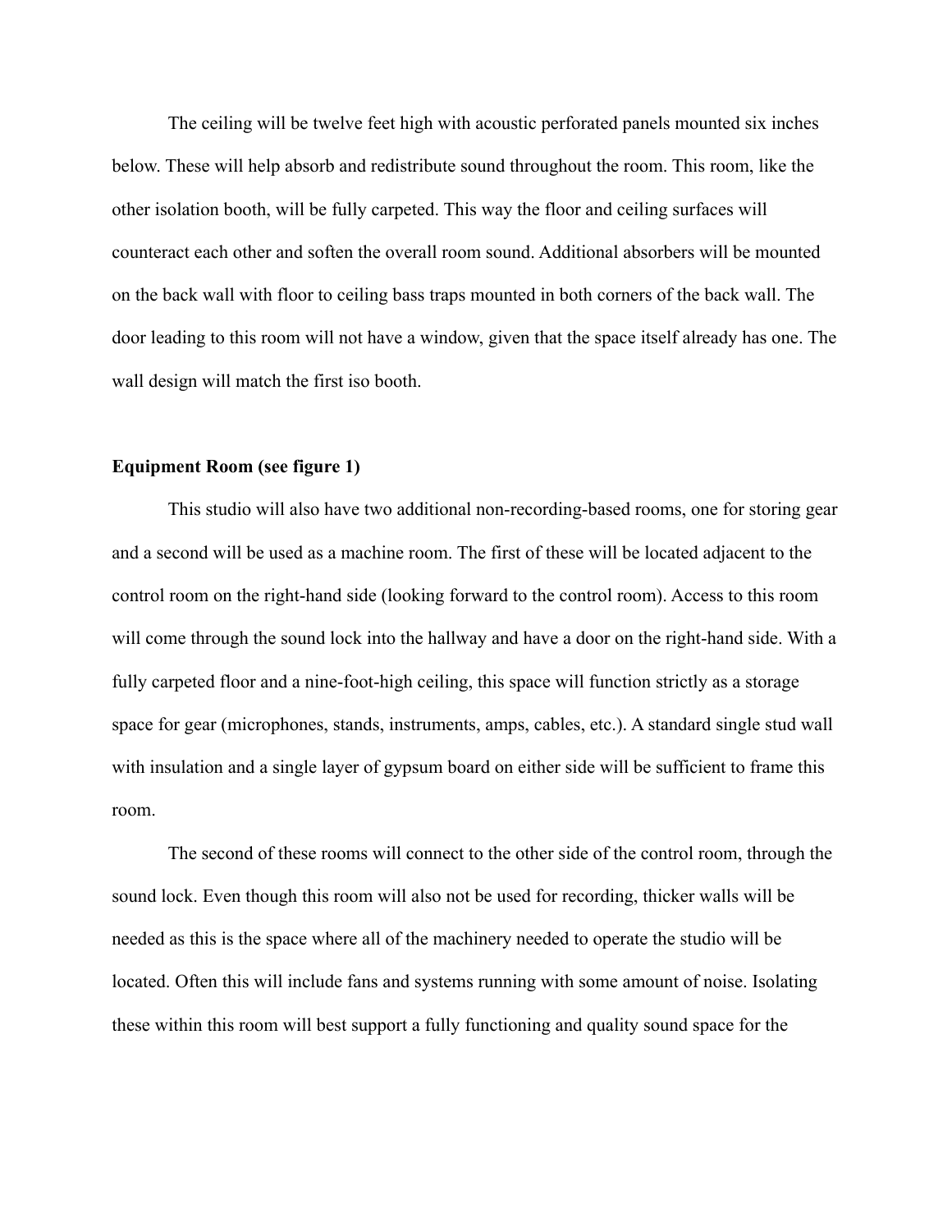The ceiling will be twelve feet high with acoustic perforated panels mounted six inches below. These will help absorb and redistribute sound throughout the room. This room, like the other isolation booth, will be fully carpeted. This way the floor and ceiling surfaces will counteract each other and soften the overall room sound. Additional absorbers will be mounted on the back wall with floor to ceiling bass traps mounted in both corners of the back wall. The door leading to this room will not have a window, given that the space itself already has one. The wall design will match the first iso booth.

**Equipment Room (see figure 1)**

This studio will also have two additional non-recording-based rooms, one for storing gear and a second will be used as a machine room. The first of these will be located adjacent to the control room on the right-hand side (looking forward to the control room). Access to this room will come through the sound lock into the hallway and have a door on the right-hand side. With a fully carpeted floor and a nine-foot-high ceiling, this space will function strictly as a storage space for gear (microphones, stands, instruments, amps, cables, etc.). A standard single stud wall with insulation and a single layer of gypsum board on either side will be sufficient to frame this room.

The second of these rooms will connect to the other side of the control room, through the sound lock. Even though this room will also not be used for recording, thicker walls will be needed as this is the space where all of the machinery needed to operate the studio will be located. Often this will include fans and systems running with some amount of noise. Isolating these within this room will best support a fully functioning and quality sound space for the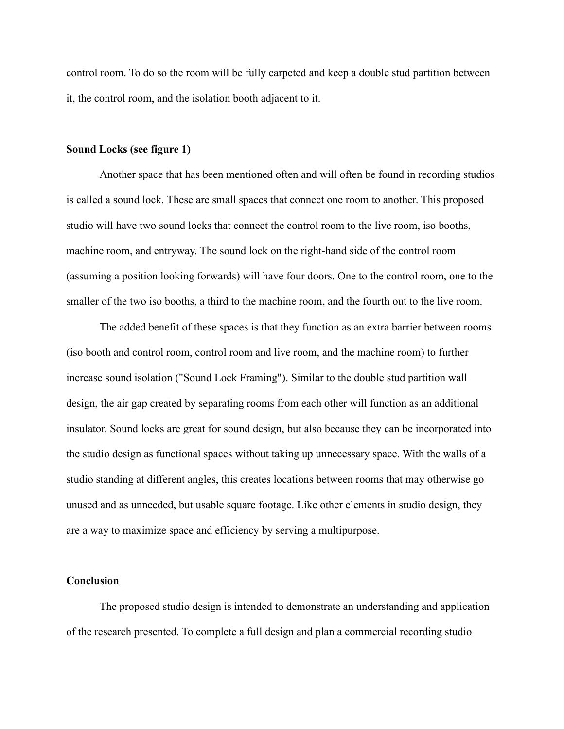control room. To do so the room will be fully carpeted and keep a double stud partition between it, the control room, and the isolation booth adjacent to it.

**Sound Locks (see figure 1)**

Another space that has been mentioned often and will often be found in recording studios is called a sound lock. These are small spaces that connect one room to another. This proposed studio will have two sound locks that connect the control room to the live room, iso booths, machine room, and entryway. The sound lock on the right-hand side of the control room (assuming a position looking forwards) will have four doors. One to the control room, one to the smaller of the two iso booths, a third to the machine room, and the fourth out to the live room.

The added benefit of these spaces is that they function as an extra barrier between rooms (iso booth and control room, control room and live room, and the machine room) to further increase sound isolation ("Sound Lock Framing"). Similar to the double stud partition wall design, the air gap created by separating rooms from each other will function as an additional insulator. Sound locks are great for sound design, but also because they can be incorporated into the studio design as functional spaces without taking up unnecessary space. With the walls of a studio standing at different angles, this creates locations between rooms that may otherwise go unused and as unneeded, but usable square footage. Like other elements in studio design, they are a way to maximize space and efficiency by serving a multipurpose.

**Conclusion**

The proposed studio design is intended to demonstrate an understanding and application of the research presented. To complete a full design and plan a commercial recording studio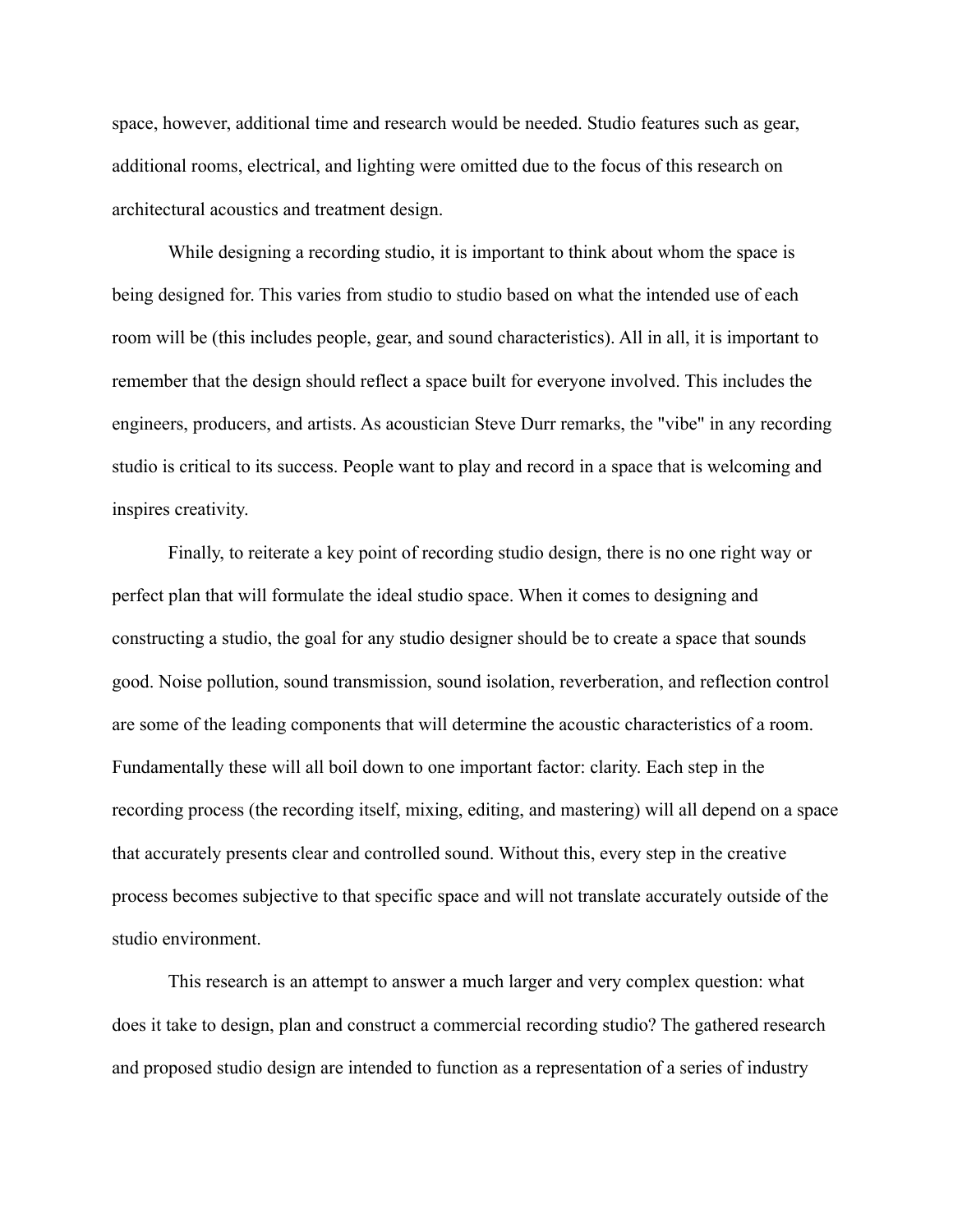space, however, additional time and research would be needed. Studio features such as gear, additional rooms, electrical, and lighting were omitted due to the focus of this research on architectural acoustics and treatment design.

While designing a recording studio, it is important to think about whom the space is being designed for. This varies from studio to studio based on what the intended use of each room will be (this includes people, gear, and sound characteristics). All in all, it is important to remember that the design should reflect a space built for everyone involved. This includes the engineers, producers, and artists. As acoustician Steve Durr remarks, the "vibe" in any recording studio is critical to its success. People want to play and record in a space that is welcoming and inspires creativity.

Finally, to reiterate a key point of recording studio design, there is no one right way or perfect plan that will formulate the ideal studio space. When it comes to designing and constructing a studio, the goal for any studio designer should be to create a space that sounds good. Noise pollution, sound transmission, sound isolation, reverberation, and reflection control are some of the leading components that will determine the acoustic characteristics of a room. Fundamentally these will all boil down to one important factor: clarity. Each step in the recording process (the recording itself, mixing, editing, and mastering) will all depend on a space that accurately presents clear and controlled sound. Without this, every step in the creative process becomes subjective to that specific space and will not translate accurately outside of the studio environment.

This research is an attempt to answer a much larger and very complex question: what does it take to design, plan and construct a commercial recording studio? The gathered research and proposed studio design are intended to function as a representation of a series of industry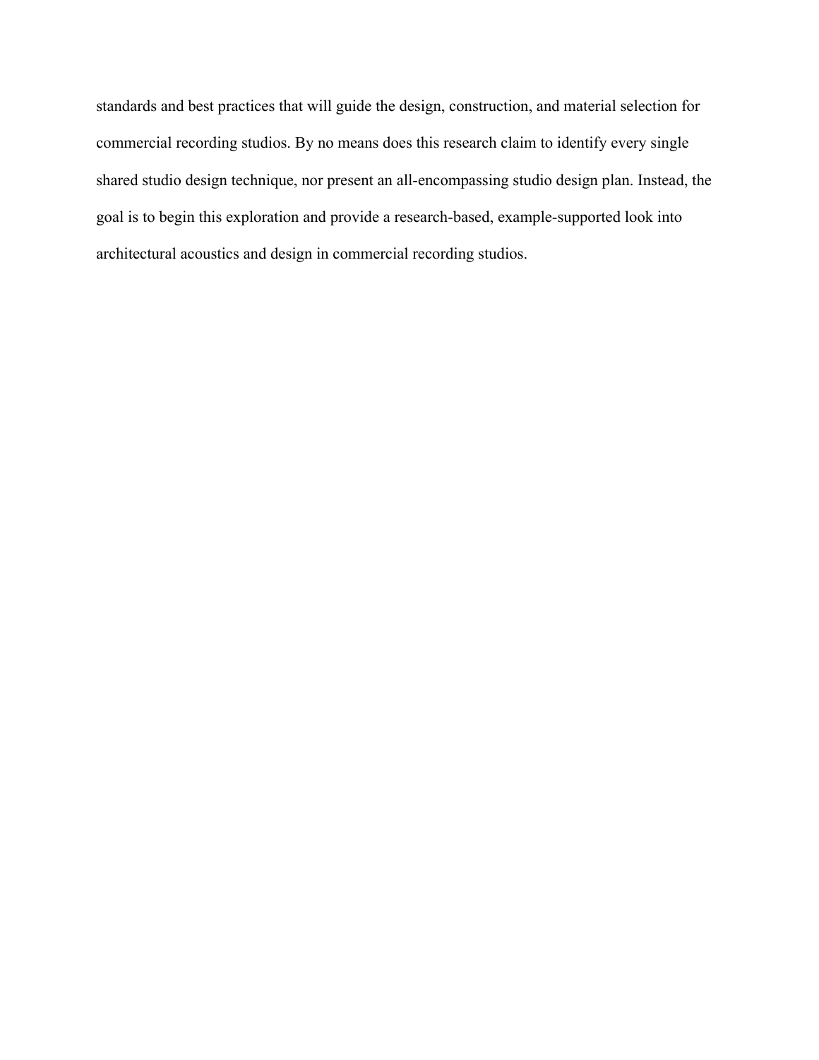standards and best practices that will guide the design, construction, and material selection for commercial recording studios. By no means does this research claim to identify every single shared studio design technique, nor present an all-encompassing studio design plan. Instead, the goal is to begin this exploration and provide a research-based, example-supported look into architectural acoustics and design in commercial recording studios.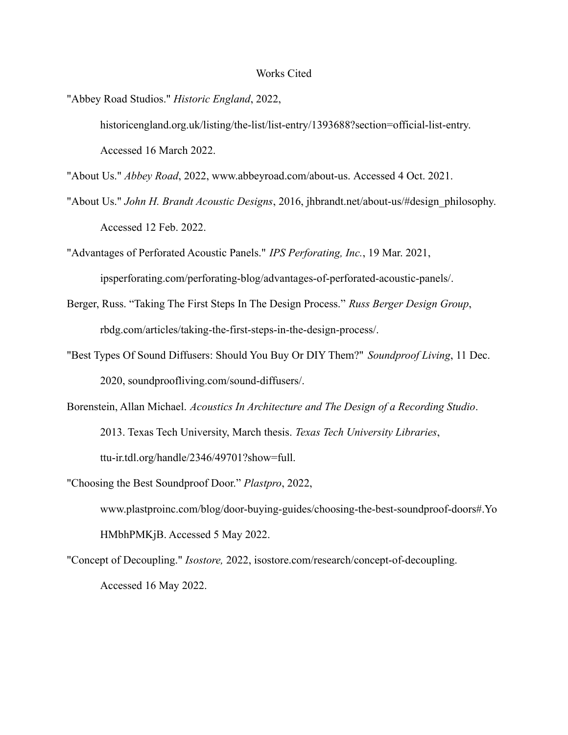# Works Cited

"Abbey Road Studios." *Historic England*, 2022, historicengland.org.uk/listing/the-list/list-entry/1393688?section=official-list-entry. Accessed 16 March 2022.

"About Us." *Abbey Road*, 2022, www.abbeyroad.com/about-us. Accessed 4 Oct. 2021.

"About Us." *John H. Brandt Acoustic Designs*, 2016, jhbrandt.net/about-us/#design_philosophy. Accessed 12 Feb. 2022.

"Advantages of Perforated Acoustic Panels." *IPS Perforating, Inc.*, 19 Mar. 2021, ipsperforating.com/perforating-blog/advantages-of-perforated-acoustic-panels/.

Berger, Russ. "Taking The First Steps In The Design Process." *Russ Berger Design Group*, rbdg.com/articles/taking-the-first-steps-in-the-design-process/.

"Best Types Of Sound Diffusers: Should You Buy Or DIY Them?" *Soundproof Living*, 11 Dec. 2020, soundproofliving.com/sound-diffusers/.

Borenstein, Allan Michael. *Acoustics In Architecture and The Design of a Recording Studio*. 2013. Texas Tech University, March thesis. *Texas Tech University Libraries*, ttu-ir.tdl.org/handle/2346/49701?show=full.

"Choosing the Best Soundproof Door." *Plastpro*, 2022, www.plastproinc.com/blog/door-buying-guides/choosing-the-best-soundproof-doors#.YoHMbhPMKjB. Accessed 5 May 2022.

"Concept of Decoupling." *Isostore,* 2022, isostore.com/research/concept-of-decoupling. Accessed 16 May 2022.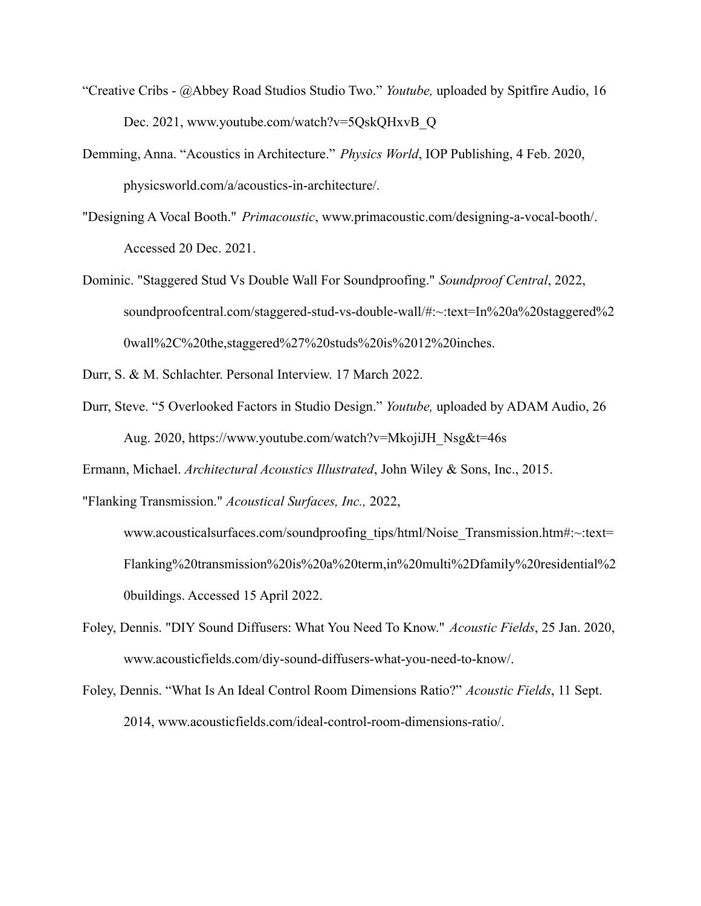"Creative Cribs - @Abbey Road Studios Studio Two." *Youtube,* uploaded by Spitfire Audio, 16 Dec. 2021, www.youtube.com/watch?v=5QskQHxvB_Q

Demming, Anna. "Acoustics in Architecture." *Physics World*, IOP Publishing, 4 Feb. 2020, physicsworld.com/a/acoustics-in-architecture/.

"Designing A Vocal Booth." *Primacoustic*, www.primacoustic.com/designing-a-vocal-booth/. Accessed 20 Dec. 2021.

Dominic. "Staggered Stud Vs Double Wall For Soundproofing." *Soundproof Central*, 2022, soundproofcentral.com/staggered-stud-vs-double-wall/#:~:text=In%20a%20staggered%20wall%2C%20the,staggered%27%20studs%20is%2012%20inches.

Durr, S. & M. Schlachter. Personal Interview. 17 March 2022.

Durr, Steve. "5 Overlooked Factors in Studio Design." *Youtube,* uploaded by ADAM Audio, 26 Aug. 2020, https://www.youtube.com/watch?v=MkojiJH_Nsg&t=46s

Ermann, Michael. *Architectural Acoustics Illustrated*, John Wiley & Sons, Inc., 2015.

"Flanking Transmission." *Acoustical Surfaces, Inc.,* 2022, www.acousticalsurfaces.com/soundproofing_tips/html/Noise_Transmission.htm#:~:text=Flanking%20transmission%20is%20a%20term,in%20multi%2Dfamily%20residential%20buildings. Accessed 15 April 2022.

Foley, Dennis. "DIY Sound Diffusers: What You Need To Know." *Acoustic Fields*, 25 Jan. 2020, www.acousticfields.com/diy-sound-diffusers-what-you-need-to-know/.

Foley, Dennis. "What Is An Ideal Control Room Dimensions Ratio?" *Acoustic Fields*, 11 Sept. 2014, www.acousticfields.com/ideal-control-room-dimensions-ratio/.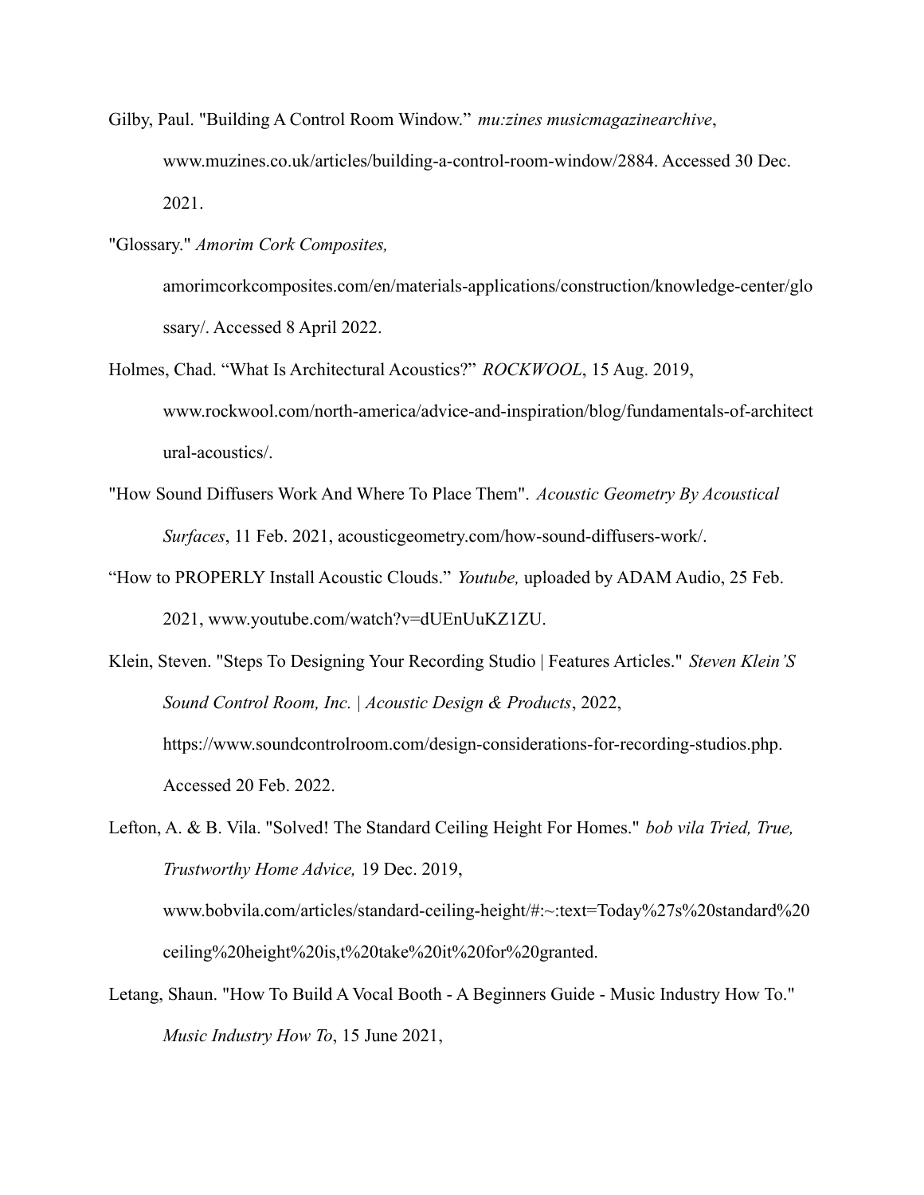Gilby, Paul. "Building A Control Room Window." *mu:zines musicmagazinearchive*, www.muzines.co.uk/articles/building-a-control-room-window/2884. Accessed 30 Dec. 2021.

"Glossary." *Amorim Cork Composites,* amorimcorkcomposites.com/en/materials-applications/construction/knowledge-center/glossary/. Accessed 8 April 2022.

Holmes, Chad. "What Is Architectural Acoustics?" *ROCKWOOL*, 15 Aug. 2019, www.rockwool.com/north-america/advice-and-inspiration/blog/fundamentals-of-architectural-acoustics/.

"How Sound Diffusers Work And Where To Place Them". *Acoustic Geometry By Acoustical Surfaces*, 11 Feb. 2021, acousticgeometry.com/how-sound-diffusers-work/.

"How to PROPERLY Install Acoustic Clouds." *Youtube,* uploaded by ADAM Audio, 25 Feb. 2021, www.youtube.com/watch?v=dUEnUuKZ1ZU.

Klein, Steven. "Steps To Designing Your Recording Studio | Features Articles." *Steven Klein'S Sound Control Room, Inc. | Acoustic Design & Products*, 2022, https://www.soundcontrolroom.com/design-considerations-for-recording-studios.php. Accessed 20 Feb. 2022.

Lefton, A. & B. Vila. "Solved! The Standard Ceiling Height For Homes." *bob vila Tried, True, Trustworthy Home Advice,* 19 Dec. 2019, www.bobvila.com/articles/standard-ceiling-height/#:~:text=Today%27s%20standard%20ceiling%20height%20is,t%20take%20it%20for%20granted.

Letang, Shaun. "How To Build A Vocal Booth - A Beginners Guide - Music Industry How To." *Music Industry How To*, 15 June 2021,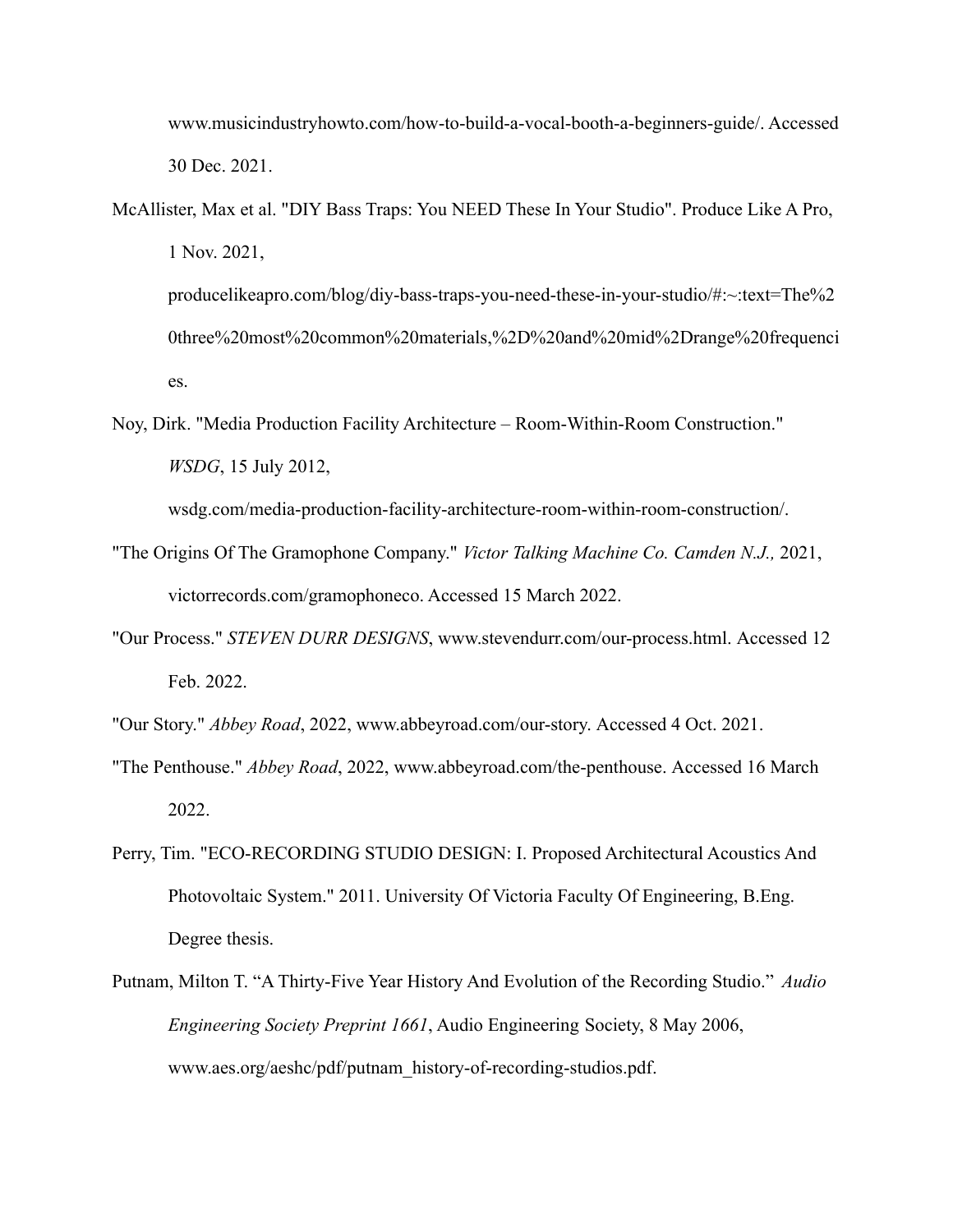www.musicindustryhowto.com/how-to-build-a-vocal-booth-a-beginners-guide/. Accessed 30 Dec. 2021.

McAllister, Max et al. "DIY Bass Traps: You NEED These In Your Studio". Produce Like A Pro, 1 Nov. 2021, producelikeapro.com/blog/diy-bass-traps-you-need-these-in-your-studio/#:~:text=The%20three%20most%20common%20materials,%2D%20and%20mid%2Drange%20frequencies.

Noy, Dirk. "Media Production Facility Architecture – Room-Within-Room Construction." *WSDG*, 15 July 2012, wsdg.com/media-production-facility-architecture-room-within-room-construction/.

"The Origins Of The Gramophone Company." *Victor Talking Machine Co. Camden N.J.,* 2021, victorrecords.com/gramophoneco. Accessed 15 March 2022.

"Our Process." *STEVEN DURR DESIGNS*, www.stevendurr.com/our-process.html. Accessed 12 Feb. 2022.

"Our Story." *Abbey Road*, 2022, www.abbeyroad.com/our-story. Accessed 4 Oct. 2021.

"The Penthouse." *Abbey Road*, 2022, www.abbeyroad.com/the-penthouse. Accessed 16 March 2022.

Perry, Tim. "ECO-RECORDING STUDIO DESIGN: I. Proposed Architectural Acoustics And Photovoltaic System." 2011. University Of Victoria Faculty Of Engineering, B.Eng. Degree thesis.

Putnam, Milton T. "A Thirty-Five Year History And Evolution of the Recording Studio." *Audio Engineering Society Preprint 1661*, Audio Engineering Society, 8 May 2006, www.aes.org/aeshc/pdf/putnam_history-of-recording-studios.pdf.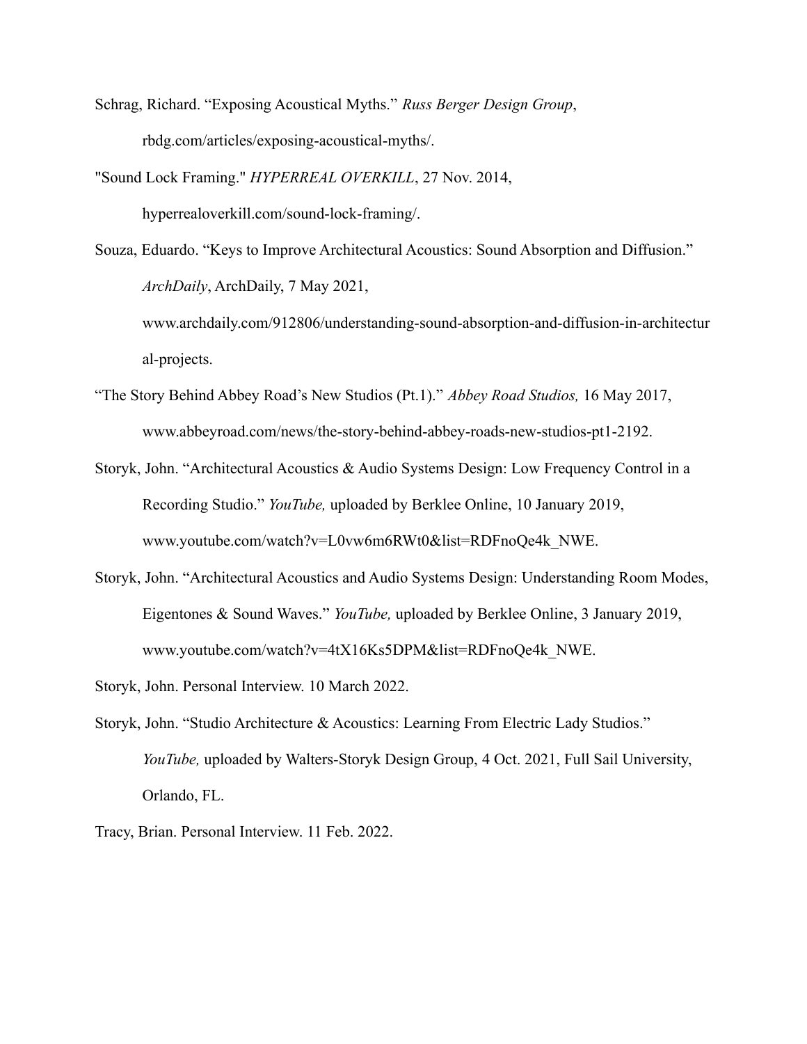Schrag, Richard. “Exposing Acoustical Myths.” *Russ Berger Design Group*, rbdg.com/articles/exposing-acoustical-myths/.

"Sound Lock Framing." *HYPERREAL OVERKILL*, 27 Nov. 2014, hyperrealoverkill.com/sound-lock-framing/.

Souza, Eduardo. “Keys to Improve Architectural Acoustics: Sound Absorption and Diffusion.” *ArchDaily*, ArchDaily, 7 May 2021, www.archdaily.com/912806/understanding-sound-absorption-and-diffusion-in-architectural-projects.

“The Story Behind Abbey Road’s New Studios (Pt.1).” *Abbey Road Studios,* 16 May 2017, www.abbeyroad.com/news/the-story-behind-abbey-roads-new-studios-pt1-2192.

Storyk, John. “Architectural Acoustics & Audio Systems Design: Low Frequency Control in a Recording Studio.” *YouTube,* uploaded by Berklee Online, 10 January 2019, www.youtube.com/watch?v=L0vw6m6RWt0&list=RDFnoQe4k_NWE.

Storyk, John. “Architectural Acoustics and Audio Systems Design: Understanding Room Modes, Eigentones & Sound Waves.” *YouTube,* uploaded by Berklee Online, 3 January 2019, www.youtube.com/watch?v=4tX16Ks5DPM&list=RDFnoQe4k_NWE.

Storyk, John. Personal Interview. 10 March 2022.

Storyk, John. “Studio Architecture & Acoustics: Learning From Electric Lady Studios.” *YouTube,* uploaded by Walters-Storyk Design Group, 4 Oct. 2021, Full Sail University, Orlando, FL.

Tracy, Brian. Personal Interview. 11 Feb. 2022.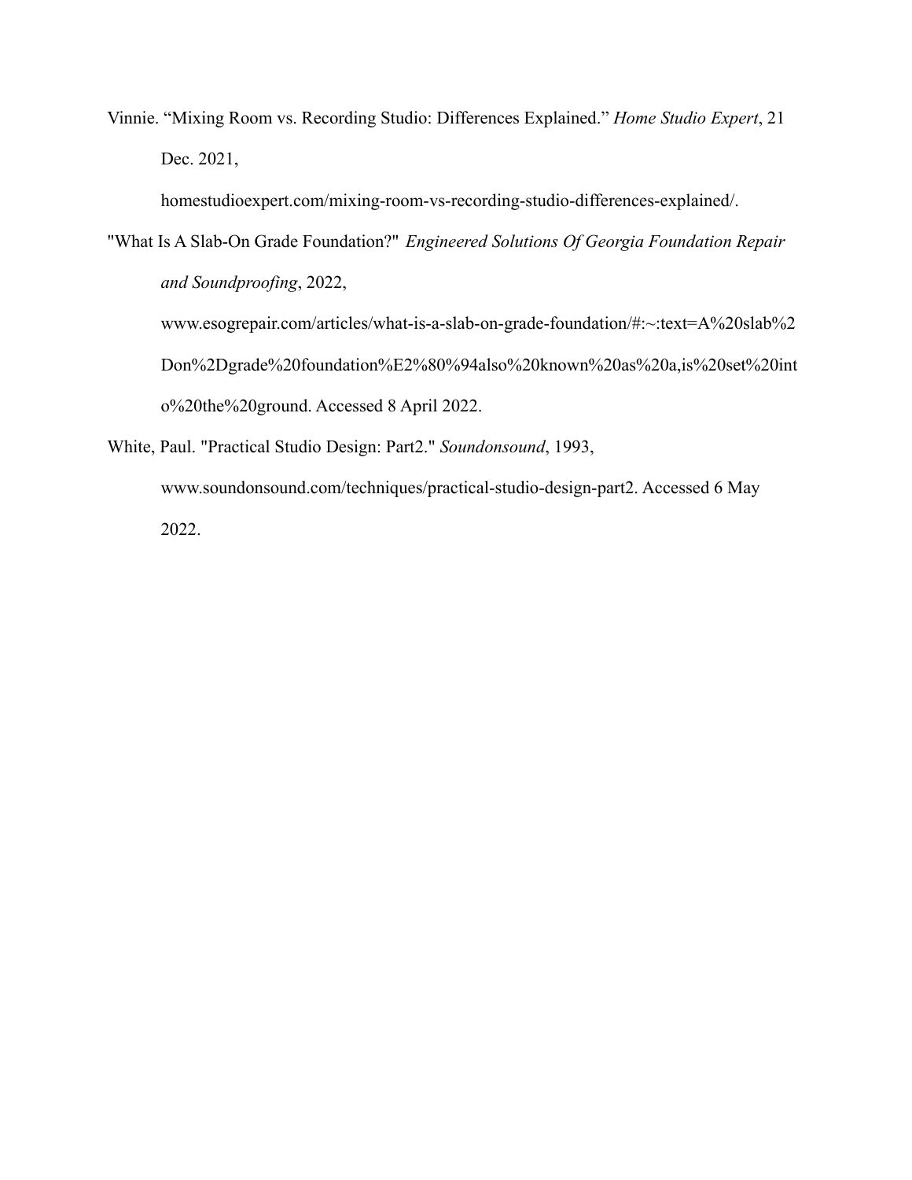Vinnie. "Mixing Room vs. Recording Studio: Differences Explained." *Home Studio Expert*, 21 Dec. 2021, homestudioexpert.com/mixing-room-vs-recording-studio-differences-explained/.

"What Is A Slab-On Grade Foundation?" *Engineered Solutions Of Georgia Foundation Repair and Soundproofing*, 2022, www.esogrepair.com/articles/what-is-a-slab-on-grade-foundation/#:~:text=A%20slab%2Don%2Dgrade%20foundation%E2%80%94also%20known%20as%20a,is%20set%20into%20the%20ground. Accessed 8 April 2022.

White, Paul. "Practical Studio Design: Part2." *Soundonsound*, 1993, www.soundonsound.com/techniques/practical-studio-design-part2. Accessed 6 May 2022.